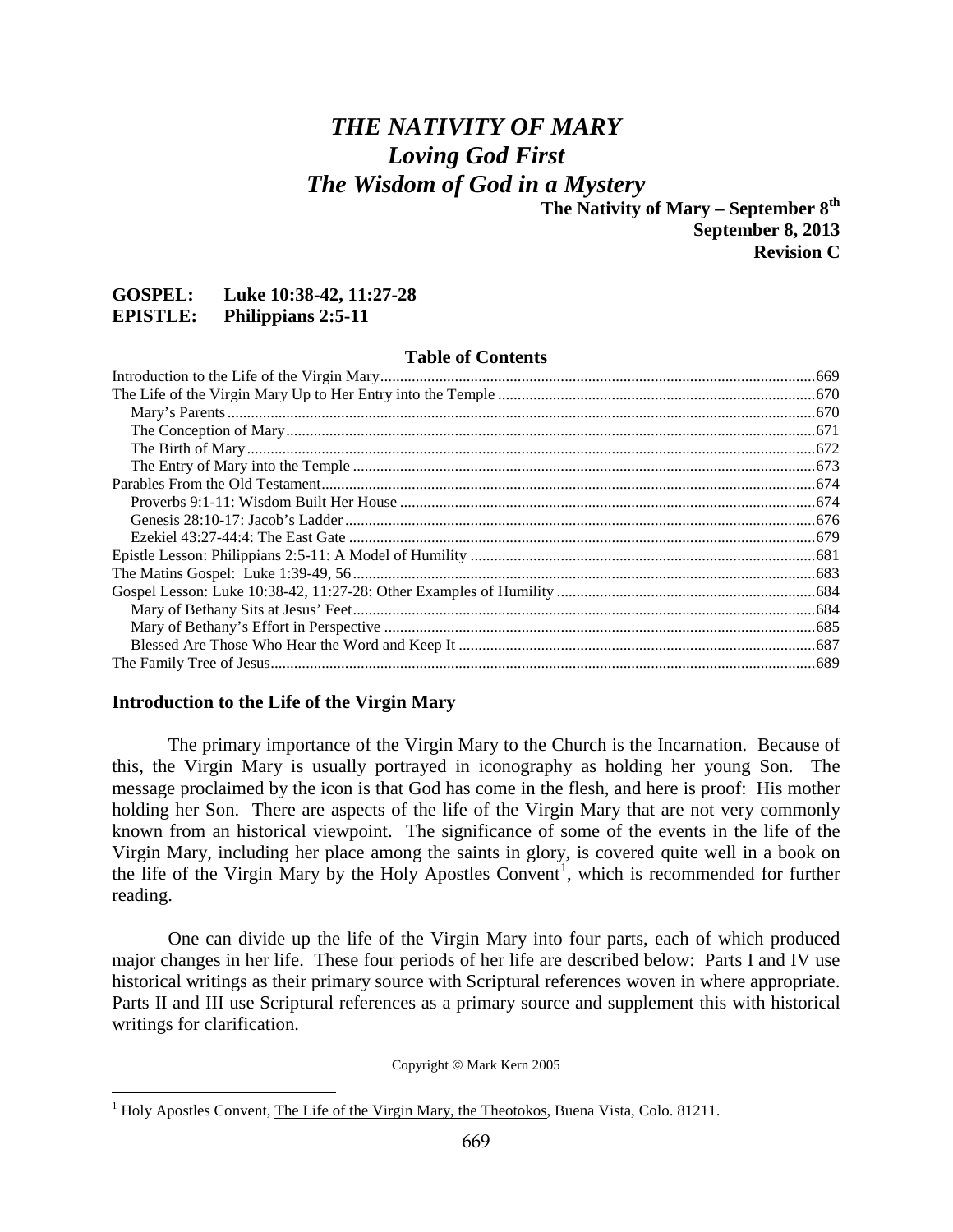# *THE NATIVITY OF MARY*
# *Loving God First*
# *The Wisdom of God in a Mystery*

**The Nativity of Mary – September 8th**
**September 8, 2013**
**Revision C**

**GOSPEL: Luke 10:38-42, 11:27-28**
**EPISTLE: Philippians 2:5-11**

### Table of Contents

| | |
|---|---|
| Introduction to the Life of the Virgin Mary | 669 |
| The Life of the Virgin Mary Up to Her Entry into the Temple | 670 |
| Mary's Parents | 670 |
| The Conception of Mary | 671 |
| The Birth of Mary | 672 |
| The Entry of Mary into the Temple | 673 |
| Parables From the Old Testament | 674 |
| Proverbs 9:1-11: Wisdom Built Her House | 674 |
| Genesis 28:10-17: Jacob's Ladder | 676 |
| Ezekiel 43:27-44:4: The East Gate | 679 |
| Epistle Lesson: Philippians 2:5-11: A Model of Humility | 681 |
| The Matins Gospel: Luke 1:39-49, 56 | 683 |
| Gospel Lesson: Luke 10:38-42, 11:27-28: Other Examples of Humility | 684 |
| Mary of Bethany Sits at Jesus' Feet | 684 |
| Mary of Bethany's Effort in Perspective | 685 |
| Blessed Are Those Who Hear the Word and Keep It | 687 |
| The Family Tree of Jesus | 689 |

## Introduction to the Life of the Virgin Mary

The primary importance of the Virgin Mary to the Church is the Incarnation. Because of this, the Virgin Mary is usually portrayed in iconography as holding her young Son. The message proclaimed by the icon is that God has come in the flesh, and here is proof: His mother holding her Son. There are aspects of the life of the Virgin Mary that are not very commonly known from an historical viewpoint. The significance of some of the events in the life of the Virgin Mary, including her place among the saints in glory, is covered quite well in a book on the life of the Virgin Mary by the Holy Apostles Convent[1], which is recommended for further reading.

One can divide up the life of the Virgin Mary into four parts, each of which produced major changes in her life. These four periods of her life are described below: Parts I and IV use historical writings as their primary source with Scriptural references woven in where appropriate. Parts II and III use Scriptural references as a primary source and supplement this with historical writings for clarification.

Copyright © Mark Kern 2005

[1] Holy Apostles Convent, The Life of the Virgin Mary, the Theotokos, Buena Vista, Colo. 81211.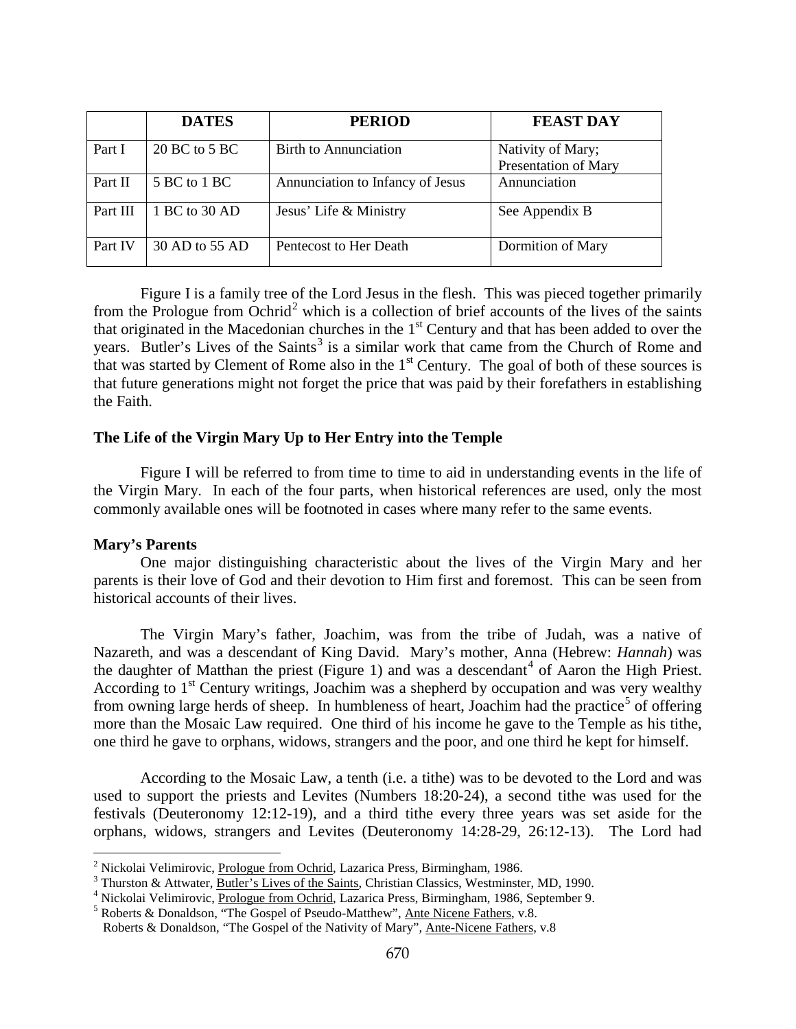| | DATES | PERIOD | FEAST DAY |
|---|---|---|---|
| Part I | 20 BC to 5 BC | Birth to Annunciation | Nativity of Mary; Presentation of Mary |
| Part II | 5 BC to 1 BC | Annunciation to Infancy of Jesus | Annunciation |
| Part III | 1 BC to 30 AD | Jesus' Life & Ministry | See Appendix B |
| Part IV | 30 AD to 55 AD | Pentecost to Her Death | Dormition of Mary |

Figure I is a family tree of the Lord Jesus in the flesh. This was pieced together primarily from the Prologue from Ochrid[2] which is a collection of brief accounts of the lives of the saints that originated in the Macedonian churches in the 1st Century and that has been added to over the years. Butler's Lives of the Saints[3] is a similar work that came from the Church of Rome and that was started by Clement of Rome also in the 1st Century. The goal of both of these sources is that future generations might not forget the price that was paid by their forefathers in establishing the Faith.

**The Life of the Virgin Mary Up to Her Entry into the Temple**

Figure I will be referred to from time to time to aid in understanding events in the life of the Virgin Mary. In each of the four parts, when historical references are used, only the most commonly available ones will be footnoted in cases where many refer to the same events.

**Mary's Parents**

One major distinguishing characteristic about the lives of the Virgin Mary and her parents is their love of God and their devotion to Him first and foremost. This can be seen from historical accounts of their lives.

The Virgin Mary's father, Joachim, was from the tribe of Judah, was a native of Nazareth, and was a descendant of King David. Mary's mother, Anna (Hebrew: *Hannah*) was the daughter of Matthan the priest (Figure 1) and was a descendant[4] of Aaron the High Priest. According to 1st Century writings, Joachim was a shepherd by occupation and was very wealthy from owning large herds of sheep. In humbleness of heart, Joachim had the practice[5] of offering more than the Mosaic Law required. One third of his income he gave to the Temple as his tithe, one third he gave to orphans, widows, strangers and the poor, and one third he kept for himself.

According to the Mosaic Law, a tenth (i.e. a tithe) was to be devoted to the Lord and was used to support the priests and Levites (Numbers 18:20-24), a second tithe was used for the festivals (Deuteronomy 12:12-19), and a third tithe every three years was set aside for the orphans, widows, strangers and Levites (Deuteronomy 14:28-29, 26:12-13). The Lord had

---

[2] Nickolai Velimirovic, Prologue from Ochrid, Lazarica Press, Birmingham, 1986.

[3] Thurston & Attwater, Butler's Lives of the Saints, Christian Classics, Westminster, MD, 1990.

[4] Nickolai Velimirovic, Prologue from Ochrid, Lazarica Press, Birmingham, 1986, September 9.

[5] Roberts & Donaldson, "The Gospel of Pseudo-Matthew", Ante Nicene Fathers, v.8.
Roberts & Donaldson, "The Gospel of the Nativity of Mary", Ante-Nicene Fathers, v.8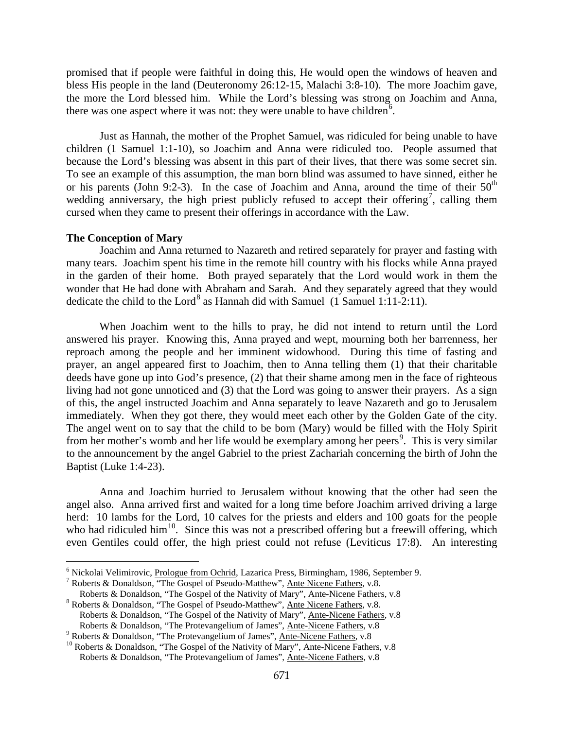promised that if people were faithful in doing this, He would open the windows of heaven and bless His people in the land (Deuteronomy 26:12-15, Malachi 3:8-10). The more Joachim gave, the more the Lord blessed him. While the Lord's blessing was strong on Joachim and Anna, there was one aspect where it was not: they were unable to have children[6].

Just as Hannah, the mother of the Prophet Samuel, was ridiculed for being unable to have children (1 Samuel 1:1-10), so Joachim and Anna were ridiculed too. People assumed that because the Lord's blessing was absent in this part of their lives, that there was some secret sin. To see an example of this assumption, the man born blind was assumed to have sinned, either he or his parents (John 9:2-3). In the case of Joachim and Anna, around the time of their 50th wedding anniversary, the high priest publicly refused to accept their offering[7], calling them cursed when they came to present their offerings in accordance with the Law.

**The Conception of Mary**

Joachim and Anna returned to Nazareth and retired separately for prayer and fasting with many tears. Joachim spent his time in the remote hill country with his flocks while Anna prayed in the garden of their home. Both prayed separately that the Lord would work in them the wonder that He had done with Abraham and Sarah. And they separately agreed that they would dedicate the child to the Lord[8] as Hannah did with Samuel (1 Samuel 1:11-2:11).

When Joachim went to the hills to pray, he did not intend to return until the Lord answered his prayer. Knowing this, Anna prayed and wept, mourning both her barrenness, her reproach among the people and her imminent widowhood. During this time of fasting and prayer, an angel appeared first to Joachim, then to Anna telling them (1) that their charitable deeds have gone up into God's presence, (2) that their shame among men in the face of righteous living had not gone unnoticed and (3) that the Lord was going to answer their prayers. As a sign of this, the angel instructed Joachim and Anna separately to leave Nazareth and go to Jerusalem immediately. When they got there, they would meet each other by the Golden Gate of the city. The angel went on to say that the child to be born (Mary) would be filled with the Holy Spirit from her mother's womb and her life would be exemplary among her peers[9]. This is very similar to the announcement by the angel Gabriel to the priest Zachariah concerning the birth of John the Baptist (Luke 1:4-23).

Anna and Joachim hurried to Jerusalem without knowing that the other had seen the angel also. Anna arrived first and waited for a long time before Joachim arrived driving a large herd: 10 lambs for the Lord, 10 calves for the priests and elders and 100 goats for the people who had ridiculed him[10]. Since this was not a prescribed offering but a freewill offering, which even Gentiles could offer, the high priest could not refuse (Leviticus 17:8). An interesting

---

[6] Nickolai Velimirovic, Prologue from Ochrid, Lazarica Press, Birmingham, 1986, September 9.

[7] Roberts & Donaldson, "The Gospel of Pseudo-Matthew", Ante Nicene Fathers, v.8.
Roberts & Donaldson, "The Gospel of the Nativity of Mary", Ante-Nicene Fathers, v.8

[8] Roberts & Donaldson, "The Gospel of Pseudo-Matthew", Ante Nicene Fathers, v.8.
Roberts & Donaldson, "The Gospel of the Nativity of Mary", Ante-Nicene Fathers, v.8
Roberts & Donaldson, "The Protevangelium of James", Ante-Nicene Fathers, v.8

[9] Roberts & Donaldson, "The Protevangelium of James", Ante-Nicene Fathers, v.8

[10] Roberts & Donaldson, "The Gospel of the Nativity of Mary", Ante-Nicene Fathers, v.8
Roberts & Donaldson, "The Protevangelium of James", Ante-Nicene Fathers, v.8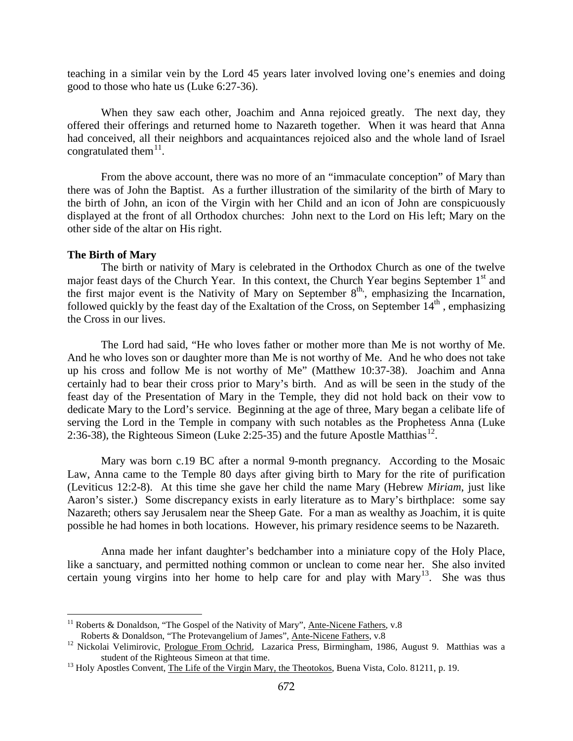teaching in a similar vein by the Lord 45 years later involved loving one's enemies and doing good to those who hate us (Luke 6:27-36).

When they saw each other, Joachim and Anna rejoiced greatly. The next day, they offered their offerings and returned home to Nazareth together. When it was heard that Anna had conceived, all their neighbors and acquaintances rejoiced also and the whole land of Israel congratulated them[11].

From the above account, there was no more of an "immaculate conception" of Mary than there was of John the Baptist. As a further illustration of the similarity of the birth of Mary to the birth of John, an icon of the Virgin with her Child and an icon of John are conspicuously displayed at the front of all Orthodox churches: John next to the Lord on His left; Mary on the other side of the altar on His right.

**The Birth of Mary**

The birth or nativity of Mary is celebrated in the Orthodox Church as one of the twelve major feast days of the Church Year. In this context, the Church Year begins September 1st and the first major event is the Nativity of Mary on September 8th, emphasizing the Incarnation, followed quickly by the feast day of the Exaltation of the Cross, on September 14th, emphasizing the Cross in our lives.

The Lord had said, "He who loves father or mother more than Me is not worthy of Me. And he who loves son or daughter more than Me is not worthy of Me. And he who does not take up his cross and follow Me is not worthy of Me" (Matthew 10:37-38). Joachim and Anna certainly had to bear their cross prior to Mary's birth. And as will be seen in the study of the feast day of the Presentation of Mary in the Temple, they did not hold back on their vow to dedicate Mary to the Lord's service. Beginning at the age of three, Mary began a celibate life of serving the Lord in the Temple in company with such notables as the Prophetess Anna (Luke 2:36-38), the Righteous Simeon (Luke 2:25-35) and the future Apostle Matthias[12].

Mary was born c.19 BC after a normal 9-month pregnancy. According to the Mosaic Law, Anna came to the Temple 80 days after giving birth to Mary for the rite of purification (Leviticus 12:2-8). At this time she gave her child the name Mary (Hebrew *Miriam*, just like Aaron's sister.) Some discrepancy exists in early literature as to Mary's birthplace: some say Nazareth; others say Jerusalem near the Sheep Gate. For a man as wealthy as Joachim, it is quite possible he had homes in both locations. However, his primary residence seems to be Nazareth.

Anna made her infant daughter's bedchamber into a miniature copy of the Holy Place, like a sanctuary, and permitted nothing common or unclean to come near her. She also invited certain young virgins into her home to help care for and play with Mary[13]. She was thus

---

[11] Roberts & Donaldson, "The Gospel of the Nativity of Mary", Ante-Nicene Fathers, v.8
Roberts & Donaldson, "The Protevangelium of James", Ante-Nicene Fathers, v.8

[12] Nickolai Velimirovic, Prologue From Ochrid, Lazarica Press, Birmingham, 1986, August 9. Matthias was a student of the Righteous Simeon at that time.

[13] Holy Apostles Convent, The Life of the Virgin Mary, the Theotokos, Buena Vista, Colo. 81211, p. 19.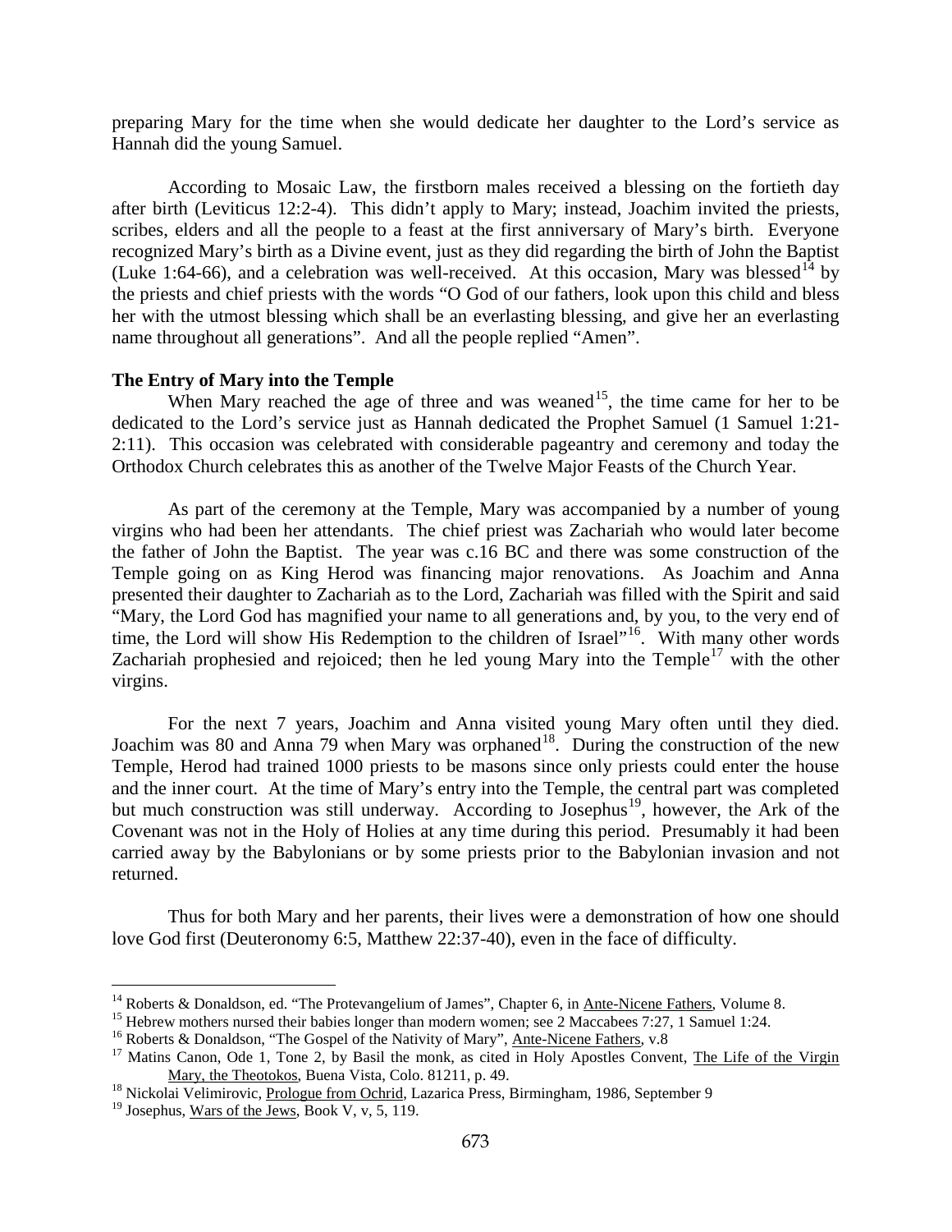preparing Mary for the time when she would dedicate her daughter to the Lord's service as Hannah did the young Samuel.

According to Mosaic Law, the firstborn males received a blessing on the fortieth day after birth (Leviticus 12:2-4). This didn't apply to Mary; instead, Joachim invited the priests, scribes, elders and all the people to a feast at the first anniversary of Mary's birth. Everyone recognized Mary's birth as a Divine event, just as they did regarding the birth of John the Baptist (Luke 1:64-66), and a celebration was well-received. At this occasion, Mary was blessed[14] by the priests and chief priests with the words "O God of our fathers, look upon this child and bless her with the utmost blessing which shall be an everlasting blessing, and give her an everlasting name throughout all generations". And all the people replied "Amen".

**The Entry of Mary into the Temple**

When Mary reached the age of three and was weaned[15], the time came for her to be dedicated to the Lord's service just as Hannah dedicated the Prophet Samuel (1 Samuel 1:21-2:11). This occasion was celebrated with considerable pageantry and ceremony and today the Orthodox Church celebrates this as another of the Twelve Major Feasts of the Church Year.

As part of the ceremony at the Temple, Mary was accompanied by a number of young virgins who had been her attendants. The chief priest was Zachariah who would later become the father of John the Baptist. The year was c.16 BC and there was some construction of the Temple going on as King Herod was financing major renovations. As Joachim and Anna presented their daughter to Zachariah as to the Lord, Zachariah was filled with the Spirit and said "Mary, the Lord God has magnified your name to all generations and, by you, to the very end of time, the Lord will show His Redemption to the children of Israel"[16]. With many other words Zachariah prophesied and rejoiced; then he led young Mary into the Temple[17] with the other virgins.

For the next 7 years, Joachim and Anna visited young Mary often until they died. Joachim was 80 and Anna 79 when Mary was orphaned[18]. During the construction of the new Temple, Herod had trained 1000 priests to be masons since only priests could enter the house and the inner court. At the time of Mary's entry into the Temple, the central part was completed but much construction was still underway. According to Josephus[19], however, the Ark of the Covenant was not in the Holy of Holies at any time during this period. Presumably it had been carried away by the Babylonians or by some priests prior to the Babylonian invasion and not returned.

Thus for both Mary and her parents, their lives were a demonstration of how one should love God first (Deuteronomy 6:5, Matthew 22:37-40), even in the face of difficulty.

---

[14] Roberts & Donaldson, ed. "The Protevangelium of James", Chapter 6, in Ante-Nicene Fathers, Volume 8.

[15] Hebrew mothers nursed their babies longer than modern women; see 2 Maccabees 7:27, 1 Samuel 1:24.

[16] Roberts & Donaldson, "The Gospel of the Nativity of Mary", Ante-Nicene Fathers, v.8

[17] Matins Canon, Ode 1, Tone 2, by Basil the monk, as cited in Holy Apostles Convent, The Life of the Virgin Mary, the Theotokos, Buena Vista, Colo. 81211, p. 49.

[18] Nickolai Velimirovic, Prologue from Ochrid, Lazarica Press, Birmingham, 1986, September 9

[19] Josephus, Wars of the Jews, Book V, v, 5, 119.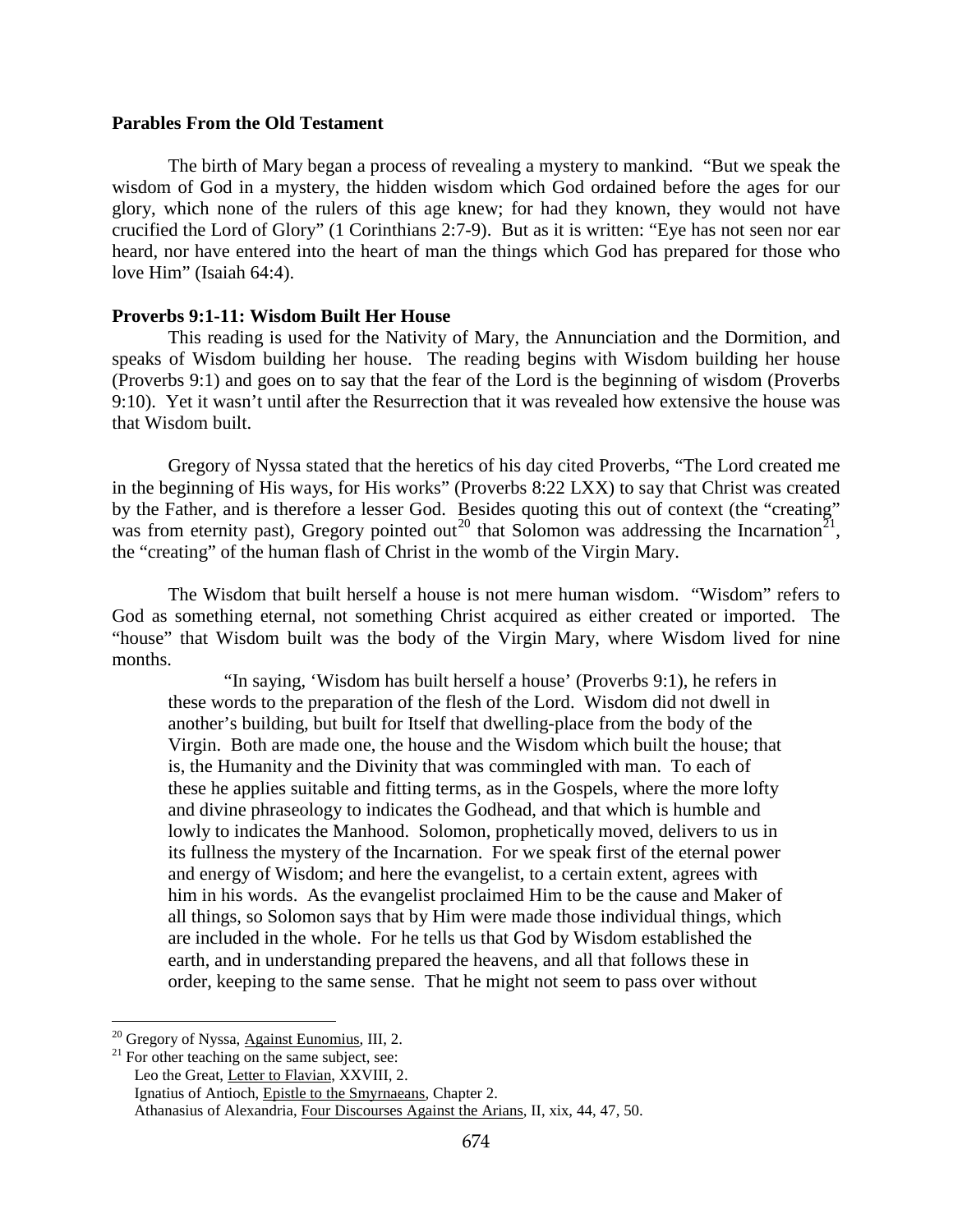**Parables From the Old Testament**

The birth of Mary began a process of revealing a mystery to mankind. "But we speak the wisdom of God in a mystery, the hidden wisdom which God ordained before the ages for our glory, which none of the rulers of this age knew; for had they known, they would not have crucified the Lord of Glory" (1 Corinthians 2:7-9). But as it is written: "Eye has not seen nor ear heard, nor have entered into the heart of man the things which God has prepared for those who love Him" (Isaiah 64:4).

**Proverbs 9:1-11: Wisdom Built Her House**

This reading is used for the Nativity of Mary, the Annunciation and the Dormition, and speaks of Wisdom building her house. The reading begins with Wisdom building her house (Proverbs 9:1) and goes on to say that the fear of the Lord is the beginning of wisdom (Proverbs 9:10). Yet it wasn't until after the Resurrection that it was revealed how extensive the house was that Wisdom built.

Gregory of Nyssa stated that the heretics of his day cited Proverbs, "The Lord created me in the beginning of His ways, for His works" (Proverbs 8:22 LXX) to say that Christ was created by the Father, and is therefore a lesser God. Besides quoting this out of context (the "creating" was from eternity past), Gregory pointed out[20] that Solomon was addressing the Incarnation[21], the "creating" of the human flash of Christ in the womb of the Virgin Mary.

The Wisdom that built herself a house is not mere human wisdom. "Wisdom" refers to God as something eternal, not something Christ acquired as either created or imported. The "house" that Wisdom built was the body of the Virgin Mary, where Wisdom lived for nine months.

> "In saying, 'Wisdom has built herself a house' (Proverbs 9:1), he refers in these words to the preparation of the flesh of the Lord. Wisdom did not dwell in another's building, but built for Itself that dwelling-place from the body of the Virgin. Both are made one, the house and the Wisdom which built the house; that is, the Humanity and the Divinity that was commingled with man. To each of these he applies suitable and fitting terms, as in the Gospels, where the more lofty and divine phraseology to indicates the Godhead, and that which is humble and lowly to indicates the Manhood. Solomon, prophetically moved, delivers to us in its fullness the mystery of the Incarnation. For we speak first of the eternal power and energy of Wisdom; and here the evangelist, to a certain extent, agrees with him in his words. As the evangelist proclaimed Him to be the cause and Maker of all things, so Solomon says that by Him were made those individual things, which are included in the whole. For he tells us that God by Wisdom established the earth, and in understanding prepared the heavens, and all that follows these in order, keeping to the same sense. That he might not seem to pass over without

---

[20] Gregory of Nyssa, Against Eunomius, III, 2.

[21] For other teaching on the same subject, see:
Leo the Great, Letter to Flavian, XXVIII, 2.
Ignatius of Antioch, Epistle to the Smyrnaeans, Chapter 2.
Athanasius of Alexandria, Four Discourses Against the Arians, II, xix, 44, 47, 50.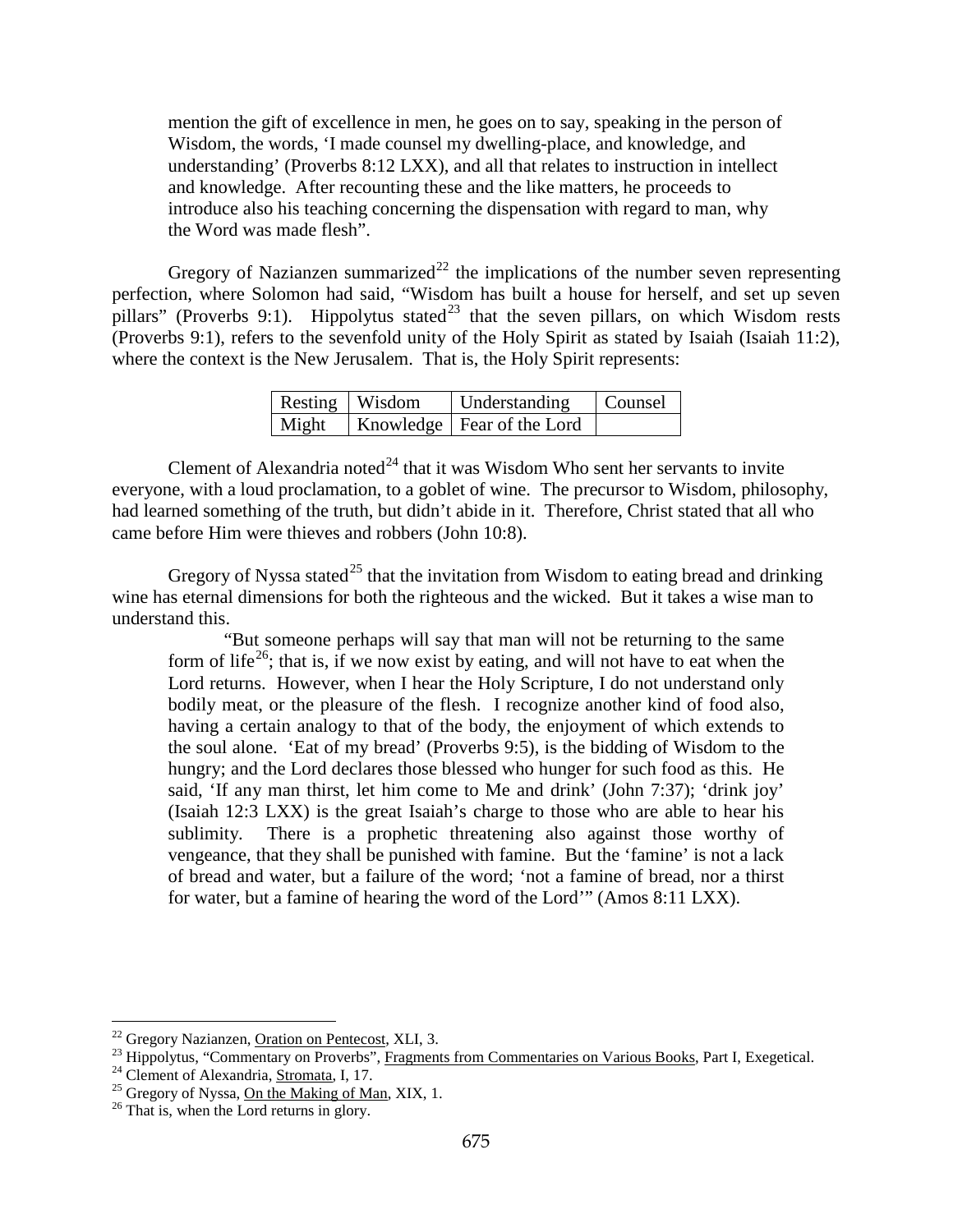mention the gift of excellence in men, he goes on to say, speaking in the person of Wisdom, the words, 'I made counsel my dwelling-place, and knowledge, and understanding' (Proverbs 8:12 LXX), and all that relates to instruction in intellect and knowledge. After recounting these and the like matters, he proceeds to introduce also his teaching concerning the dispensation with regard to man, why the Word was made flesh".

Gregory of Nazianzen summarized[22] the implications of the number seven representing perfection, where Solomon had said, "Wisdom has built a house for herself, and set up seven pillars" (Proverbs 9:1). Hippolytus stated[23] that the seven pillars, on which Wisdom rests (Proverbs 9:1), refers to the sevenfold unity of the Holy Spirit as stated by Isaiah (Isaiah 11:2), where the context is the New Jerusalem. That is, the Holy Spirit represents:

| Resting | Wisdom | Understanding | Counsel |
|---|---|---|---|
| Might | Knowledge | Fear of the Lord | |

Clement of Alexandria noted[24] that it was Wisdom Who sent her servants to invite everyone, with a loud proclamation, to a goblet of wine. The precursor to Wisdom, philosophy, had learned something of the truth, but didn't abide in it. Therefore, Christ stated that all who came before Him were thieves and robbers (John 10:8).

Gregory of Nyssa stated[25] that the invitation from Wisdom to eating bread and drinking wine has eternal dimensions for both the righteous and the wicked. But it takes a wise man to understand this.

> "But someone perhaps will say that man will not be returning to the same form of life[26]; that is, if we now exist by eating, and will not have to eat when the Lord returns. However, when I hear the Holy Scripture, I do not understand only bodily meat, or the pleasure of the flesh. I recognize another kind of food also, having a certain analogy to that of the body, the enjoyment of which extends to the soul alone. 'Eat of my bread' (Proverbs 9:5), is the bidding of Wisdom to the hungry; and the Lord declares those blessed who hunger for such food as this. He said, 'If any man thirst, let him come to Me and drink' (John 7:37); 'drink joy' (Isaiah 12:3 LXX) is the great Isaiah's charge to those who are able to hear his sublimity. There is a prophetic threatening also against those worthy of vengeance, that they shall be punished with famine. But the 'famine' is not a lack of bread and water, but a failure of the word; 'not a famine of bread, nor a thirst for water, but a famine of hearing the word of the Lord'" (Amos 8:11 LXX).

---

[22] Gregory Nazianzen, Oration on Pentecost, XLI, 3.

[23] Hippolytus, "Commentary on Proverbs", Fragments from Commentaries on Various Books, Part I, Exegetical.

[24] Clement of Alexandria, Stromata, I, 17.

[25] Gregory of Nyssa, On the Making of Man, XIX, 1.

[26] That is, when the Lord returns in glory.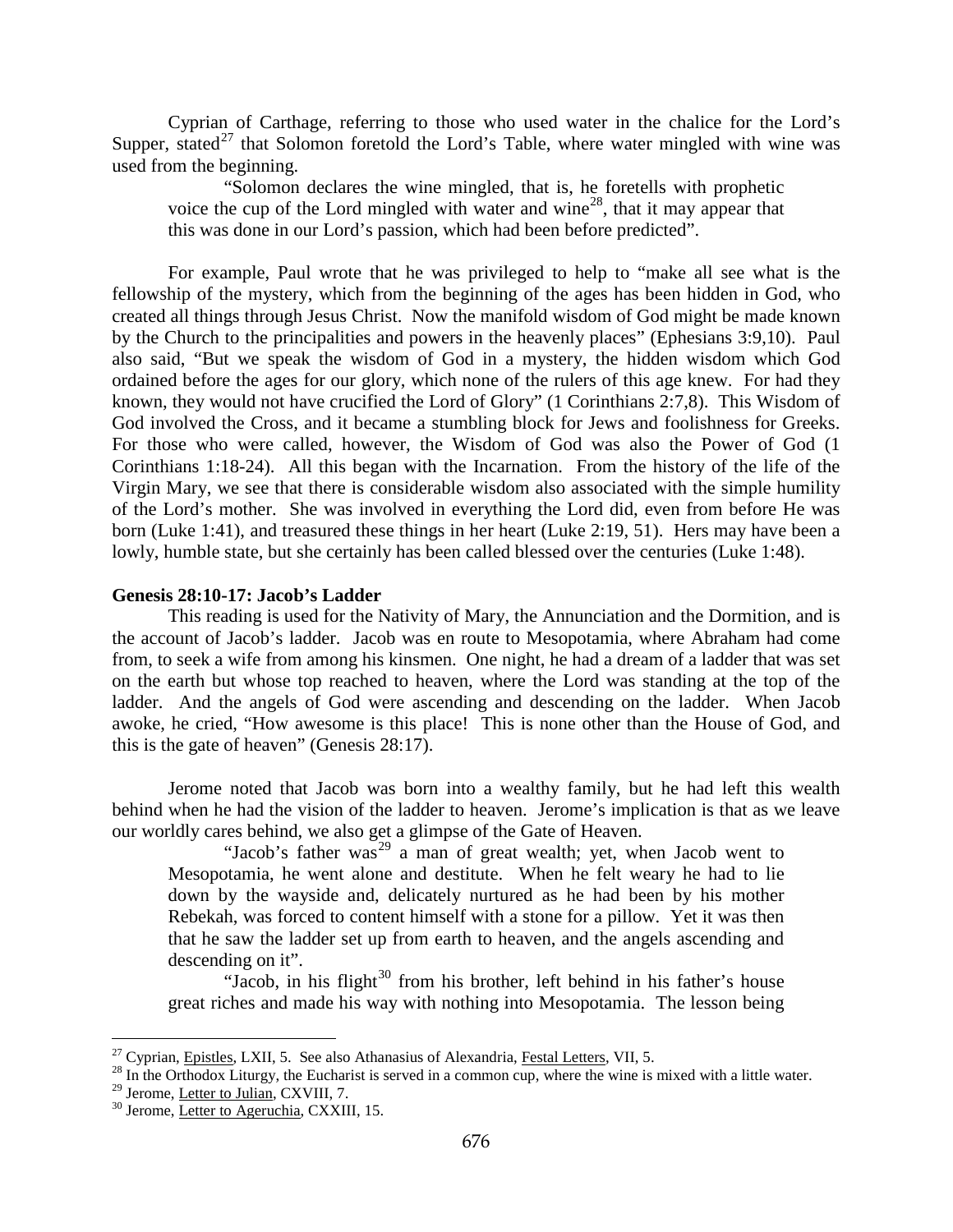Cyprian of Carthage, referring to those who used water in the chalice for the Lord's Supper, stated[27] that Solomon foretold the Lord's Table, where water mingled with wine was used from the beginning.

> "Solomon declares the wine mingled, that is, he foretells with prophetic voice the cup of the Lord mingled with water and wine[28], that it may appear that this was done in our Lord's passion, which had been before predicted".

For example, Paul wrote that he was privileged to help to "make all see what is the fellowship of the mystery, which from the beginning of the ages has been hidden in God, who created all things through Jesus Christ. Now the manifold wisdom of God might be made known by the Church to the principalities and powers in the heavenly places" (Ephesians 3:9,10). Paul also said, "But we speak the wisdom of God in a mystery, the hidden wisdom which God ordained before the ages for our glory, which none of the rulers of this age knew. For had they known, they would not have crucified the Lord of Glory" (1 Corinthians 2:7,8). This Wisdom of God involved the Cross, and it became a stumbling block for Jews and foolishness for Greeks. For those who were called, however, the Wisdom of God was also the Power of God (1 Corinthians 1:18-24). All this began with the Incarnation. From the history of the life of the Virgin Mary, we see that there is considerable wisdom also associated with the simple humility of the Lord's mother. She was involved in everything the Lord did, even from before He was born (Luke 1:41), and treasured these things in her heart (Luke 2:19, 51). Hers may have been a lowly, humble state, but she certainly has been called blessed over the centuries (Luke 1:48).

**Genesis 28:10-17: Jacob's Ladder**

This reading is used for the Nativity of Mary, the Annunciation and the Dormition, and is the account of Jacob's ladder. Jacob was en route to Mesopotamia, where Abraham had come from, to seek a wife from among his kinsmen. One night, he had a dream of a ladder that was set on the earth but whose top reached to heaven, where the Lord was standing at the top of the ladder. And the angels of God were ascending and descending on the ladder. When Jacob awoke, he cried, "How awesome is this place! This is none other than the House of God, and this is the gate of heaven" (Genesis 28:17).

Jerome noted that Jacob was born into a wealthy family, but he had left this wealth behind when he had the vision of the ladder to heaven. Jerome's implication is that as we leave our worldly cares behind, we also get a glimpse of the Gate of Heaven.

> "Jacob's father was[29] a man of great wealth; yet, when Jacob went to Mesopotamia, he went alone and destitute. When he felt weary he had to lie down by the wayside and, delicately nurtured as he had been by his mother Rebekah, was forced to content himself with a stone for a pillow. Yet it was then that he saw the ladder set up from earth to heaven, and the angels ascending and descending on it".
>
> "Jacob, in his flight[30] from his brother, left behind in his father's house great riches and made his way with nothing into Mesopotamia. The lesson being

---

[27] Cyprian, Epistles, LXII, 5. See also Athanasius of Alexandria, Festal Letters, VII, 5.

[28] In the Orthodox Liturgy, the Eucharist is served in a common cup, where the wine is mixed with a little water.

[29] Jerome, Letter to Julian, CXVIII, 7.

[30] Jerome, Letter to Ageruchia, CXXIII, 15.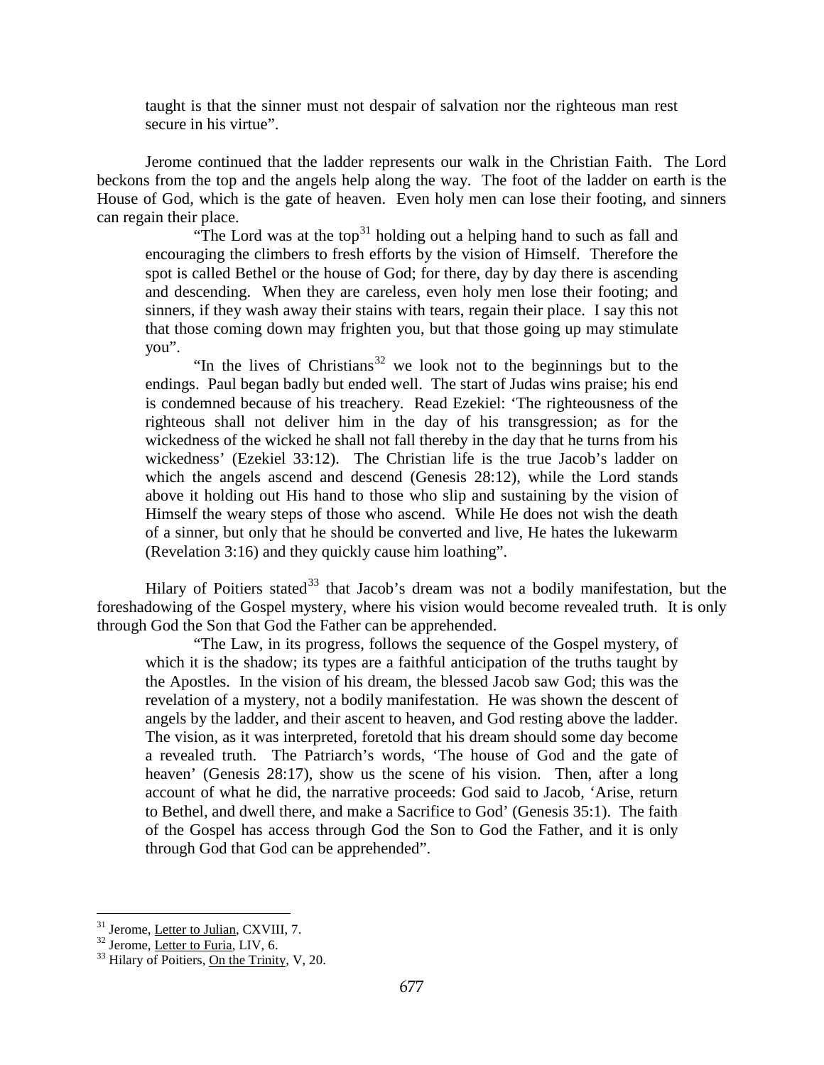taught is that the sinner must not despair of salvation nor the righteous man rest secure in his virtue".

Jerome continued that the ladder represents our walk in the Christian Faith. The Lord beckons from the top and the angels help along the way. The foot of the ladder on earth is the House of God, which is the gate of heaven. Even holy men can lose their footing, and sinners can regain their place.

> "The Lord was at the top[31] holding out a helping hand to such as fall and encouraging the climbers to fresh efforts by the vision of Himself. Therefore the spot is called Bethel or the house of God; for there, day by day there is ascending and descending. When they are careless, even holy men lose their footing; and sinners, if they wash away their stains with tears, regain their place. I say this not that those coming down may frighten you, but that those going up may stimulate you".
>
> "In the lives of Christians[32] we look not to the beginnings but to the endings. Paul began badly but ended well. The start of Judas wins praise; his end is condemned because of his treachery. Read Ezekiel: 'The righteousness of the righteous shall not deliver him in the day of his transgression; as for the wickedness of the wicked he shall not fall thereby in the day that he turns from his wickedness' (Ezekiel 33:12). The Christian life is the true Jacob's ladder on which the angels ascend and descend (Genesis 28:12), while the Lord stands above it holding out His hand to those who slip and sustaining by the vision of Himself the weary steps of those who ascend. While He does not wish the death of a sinner, but only that he should be converted and live, He hates the lukewarm (Revelation 3:16) and they quickly cause him loathing".

Hilary of Poitiers stated[33] that Jacob's dream was not a bodily manifestation, but the foreshadowing of the Gospel mystery, where his vision would become revealed truth. It is only through God the Son that God the Father can be apprehended.

> "The Law, in its progress, follows the sequence of the Gospel mystery, of which it is the shadow; its types are a faithful anticipation of the truths taught by the Apostles. In the vision of his dream, the blessed Jacob saw God; this was the revelation of a mystery, not a bodily manifestation. He was shown the descent of angels by the ladder, and their ascent to heaven, and God resting above the ladder. The vision, as it was interpreted, foretold that his dream should some day become a revealed truth. The Patriarch's words, 'The house of God and the gate of heaven' (Genesis 28:17), show us the scene of his vision. Then, after a long account of what he did, the narrative proceeds: God said to Jacob, 'Arise, return to Bethel, and dwell there, and make a Sacrifice to God' (Genesis 35:1). The faith of the Gospel has access through God the Son to God the Father, and it is only through God that God can be apprehended".

---

[31] Jerome, Letter to Julian, CXVIII, 7.

[32] Jerome, Letter to Furia, LIV, 6.

[33] Hilary of Poitiers, On the Trinity, V, 20.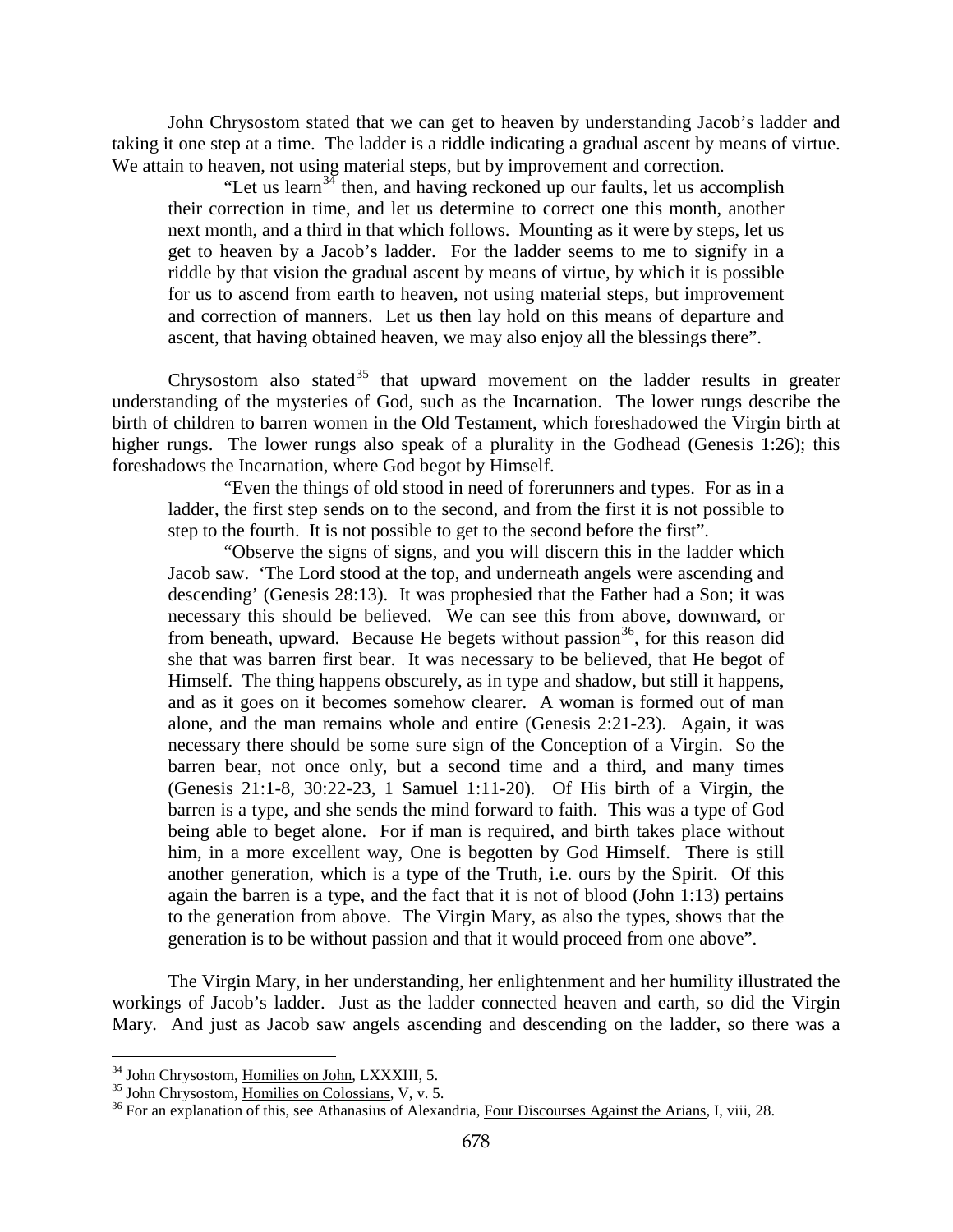John Chrysostom stated that we can get to heaven by understanding Jacob's ladder and taking it one step at a time. The ladder is a riddle indicating a gradual ascent by means of virtue. We attain to heaven, not using material steps, but by improvement and correction.

> "Let us learn[34] then, and having reckoned up our faults, let us accomplish their correction in time, and let us determine to correct one this month, another next month, and a third in that which follows. Mounting as it were by steps, let us get to heaven by a Jacob's ladder. For the ladder seems to me to signify in a riddle by that vision the gradual ascent by means of virtue, by which it is possible for us to ascend from earth to heaven, not using material steps, but improvement and correction of manners. Let us then lay hold on this means of departure and ascent, that having obtained heaven, we may also enjoy all the blessings there".

Chrysostom also stated[35] that upward movement on the ladder results in greater understanding of the mysteries of God, such as the Incarnation. The lower rungs describe the birth of children to barren women in the Old Testament, which foreshadowed the Virgin birth at higher rungs. The lower rungs also speak of a plurality in the Godhead (Genesis 1:26); this foreshadows the Incarnation, where God begot by Himself.

> "Even the things of old stood in need of forerunners and types. For as in a ladder, the first step sends on to the second, and from the first it is not possible to step to the fourth. It is not possible to get to the second before the first".
>
> "Observe the signs of signs, and you will discern this in the ladder which Jacob saw. 'The Lord stood at the top, and underneath angels were ascending and descending' (Genesis 28:13). It was prophesied that the Father had a Son; it was necessary this should be believed. We can see this from above, downward, or from beneath, upward. Because He begets without passion[36], for this reason did she that was barren first bear. It was necessary to be believed, that He begot of Himself. The thing happens obscurely, as in type and shadow, but still it happens, and as it goes on it becomes somehow clearer. A woman is formed out of man alone, and the man remains whole and entire (Genesis 2:21-23). Again, it was necessary there should be some sure sign of the Conception of a Virgin. So the barren bear, not once only, but a second time and a third, and many times (Genesis 21:1-8, 30:22-23, 1 Samuel 1:11-20). Of His birth of a Virgin, the barren is a type, and she sends the mind forward to faith. This was a type of God being able to beget alone. For if man is required, and birth takes place without him, in a more excellent way, One is begotten by God Himself. There is still another generation, which is a type of the Truth, i.e. ours by the Spirit. Of this again the barren is a type, and the fact that it is not of blood (John 1:13) pertains to the generation from above. The Virgin Mary, as also the types, shows that the generation is to be without passion and that it would proceed from one above".

The Virgin Mary, in her understanding, her enlightenment and her humility illustrated the workings of Jacob's ladder. Just as the ladder connected heaven and earth, so did the Virgin Mary. And just as Jacob saw angels ascending and descending on the ladder, so there was a

---

[34] John Chrysostom, Homilies on John, LXXXIII, 5.

[35] John Chrysostom, Homilies on Colossians, V, v. 5.

[36] For an explanation of this, see Athanasius of Alexandria, Four Discourses Against the Arians, I, viii, 28.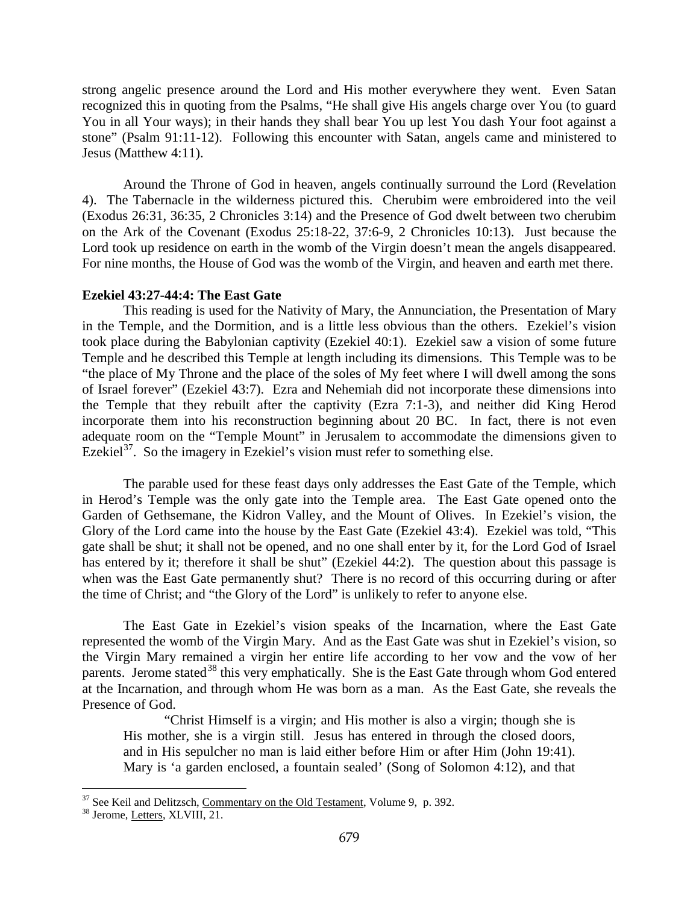strong angelic presence around the Lord and His mother everywhere they went. Even Satan recognized this in quoting from the Psalms, "He shall give His angels charge over You (to guard You in all Your ways); in their hands they shall bear You up lest You dash Your foot against a stone" (Psalm 91:11-12). Following this encounter with Satan, angels came and ministered to Jesus (Matthew 4:11).

Around the Throne of God in heaven, angels continually surround the Lord (Revelation 4). The Tabernacle in the wilderness pictured this. Cherubim were embroidered into the veil (Exodus 26:31, 36:35, 2 Chronicles 3:14) and the Presence of God dwelt between two cherubim on the Ark of the Covenant (Exodus 25:18-22, 37:6-9, 2 Chronicles 10:13). Just because the Lord took up residence on earth in the womb of the Virgin doesn't mean the angels disappeared. For nine months, the House of God was the womb of the Virgin, and heaven and earth met there.

**Ezekiel 43:27-44:4: The East Gate**

This reading is used for the Nativity of Mary, the Annunciation, the Presentation of Mary in the Temple, and the Dormition, and is a little less obvious than the others. Ezekiel's vision took place during the Babylonian captivity (Ezekiel 40:1). Ezekiel saw a vision of some future Temple and he described this Temple at length including its dimensions. This Temple was to be "the place of My Throne and the place of the soles of My feet where I will dwell among the sons of Israel forever" (Ezekiel 43:7). Ezra and Nehemiah did not incorporate these dimensions into the Temple that they rebuilt after the captivity (Ezra 7:1-3), and neither did King Herod incorporate them into his reconstruction beginning about 20 BC. In fact, there is not even adequate room on the "Temple Mount" in Jerusalem to accommodate the dimensions given to Ezekiel[37]. So the imagery in Ezekiel's vision must refer to something else.

The parable used for these feast days only addresses the East Gate of the Temple, which in Herod's Temple was the only gate into the Temple area. The East Gate opened onto the Garden of Gethsemane, the Kidron Valley, and the Mount of Olives. In Ezekiel's vision, the Glory of the Lord came into the house by the East Gate (Ezekiel 43:4). Ezekiel was told, "This gate shall be shut; it shall not be opened, and no one shall enter by it, for the Lord God of Israel has entered by it; therefore it shall be shut" (Ezekiel 44:2). The question about this passage is when was the East Gate permanently shut? There is no record of this occurring during or after the time of Christ; and "the Glory of the Lord" is unlikely to refer to anyone else.

The East Gate in Ezekiel's vision speaks of the Incarnation, where the East Gate represented the womb of the Virgin Mary. And as the East Gate was shut in Ezekiel's vision, so the Virgin Mary remained a virgin her entire life according to her vow and the vow of her parents. Jerome stated[38] this very emphatically. She is the East Gate through whom God entered at the Incarnation, and through whom He was born as a man. As the East Gate, she reveals the Presence of God.

> "Christ Himself is a virgin; and His mother is also a virgin; though she is His mother, she is a virgin still. Jesus has entered in through the closed doors, and in His sepulcher no man is laid either before Him or after Him (John 19:41). Mary is 'a garden enclosed, a fountain sealed' (Song of Solomon 4:12), and that

---

[37] See Keil and Delitzsch, Commentary on the Old Testament, Volume 9, p. 392.

[38] Jerome, Letters, XLVIII, 21.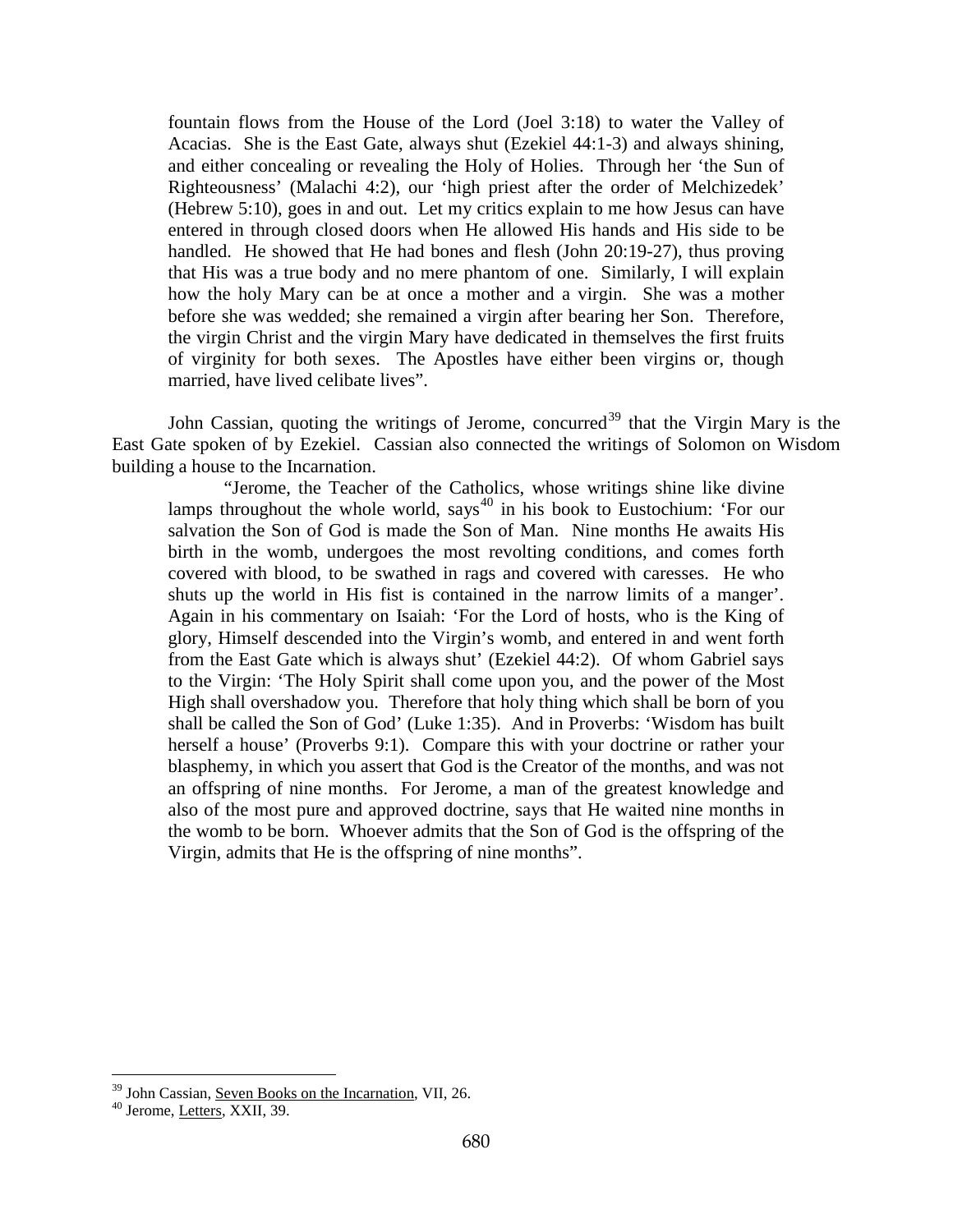> fountain flows from the House of the Lord (Joel 3:18) to water the Valley of Acacias. She is the East Gate, always shut (Ezekiel 44:1-3) and always shining, and either concealing or revealing the Holy of Holies. Through her 'the Sun of Righteousness' (Malachi 4:2), our 'high priest after the order of Melchizedek' (Hebrew 5:10), goes in and out. Let my critics explain to me how Jesus can have entered in through closed doors when He allowed His hands and His side to be handled. He showed that He had bones and flesh (John 20:19-27), thus proving that His was a true body and no mere phantom of one. Similarly, I will explain how the holy Mary can be at once a mother and a virgin. She was a mother before she was wedded; she remained a virgin after bearing her Son. Therefore, the virgin Christ and the virgin Mary have dedicated in themselves the first fruits of virginity for both sexes. The Apostles have either been virgins or, though married, have lived celibate lives".

John Cassian, quoting the writings of Jerome, concurred[39] that the Virgin Mary is the East Gate spoken of by Ezekiel. Cassian also connected the writings of Solomon on Wisdom building a house to the Incarnation.

> "Jerome, the Teacher of the Catholics, whose writings shine like divine lamps throughout the whole world, says[40] in his book to Eustochium: 'For our salvation the Son of God is made the Son of Man. Nine months He awaits His birth in the womb, undergoes the most revolting conditions, and comes forth covered with blood, to be swathed in rags and covered with caresses. He who shuts up the world in His fist is contained in the narrow limits of a manger'. Again in his commentary on Isaiah: 'For the Lord of hosts, who is the King of glory, Himself descended into the Virgin's womb, and entered in and went forth from the East Gate which is always shut' (Ezekiel 44:2). Of whom Gabriel says to the Virgin: 'The Holy Spirit shall come upon you, and the power of the Most High shall overshadow you. Therefore that holy thing which shall be born of you shall be called the Son of God' (Luke 1:35). And in Proverbs: 'Wisdom has built herself a house' (Proverbs 9:1). Compare this with your doctrine or rather your blasphemy, in which you assert that God is the Creator of the months, and was not an offspring of nine months. For Jerome, a man of the greatest knowledge and also of the most pure and approved doctrine, says that He waited nine months in the womb to be born. Whoever admits that the Son of God is the offspring of the Virgin, admits that He is the offspring of nine months".

---

[39] John Cassian, Seven Books on the Incarnation, VII, 26.

[40] Jerome, Letters, XXII, 39.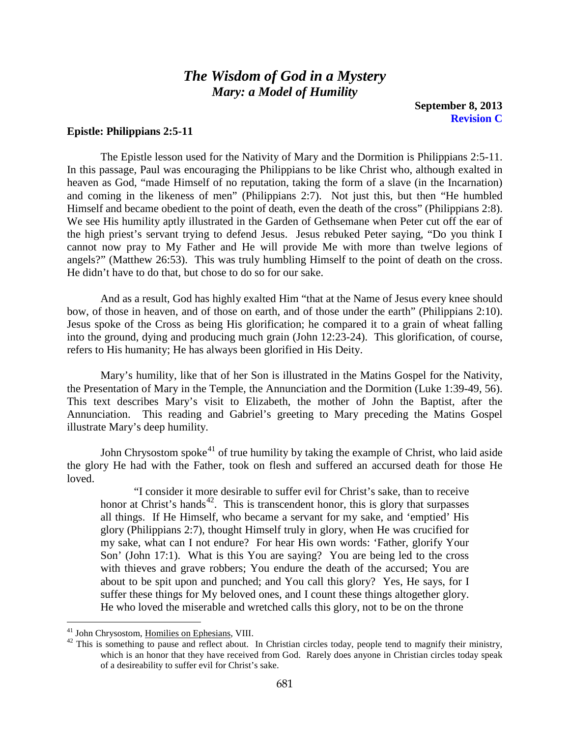# *The Wisdom of God in a Mystery*
## *Mary: a Model of Humility*

**September 8, 2013**
**Revision C**

**Epistle: Philippians 2:5-11**

The Epistle lesson used for the Nativity of Mary and the Dormition is Philippians 2:5-11. In this passage, Paul was encouraging the Philippians to be like Christ who, although exalted in heaven as God, "made Himself of no reputation, taking the form of a slave (in the Incarnation) and coming in the likeness of men" (Philippians 2:7). Not just this, but then "He humbled Himself and became obedient to the point of death, even the death of the cross" (Philippians 2:8). We see His humility aptly illustrated in the Garden of Gethsemane when Peter cut off the ear of the high priest's servant trying to defend Jesus. Jesus rebuked Peter saying, "Do you think I cannot now pray to My Father and He will provide Me with more than twelve legions of angels?" (Matthew 26:53). This was truly humbling Himself to the point of death on the cross. He didn't have to do that, but chose to do so for our sake.

And as a result, God has highly exalted Him "that at the Name of Jesus every knee should bow, of those in heaven, and of those on earth, and of those under the earth" (Philippians 2:10). Jesus spoke of the Cross as being His glorification; he compared it to a grain of wheat falling into the ground, dying and producing much grain (John 12:23-24). This glorification, of course, refers to His humanity; He has always been glorified in His Deity.

Mary's humility, like that of her Son is illustrated in the Matins Gospel for the Nativity, the Presentation of Mary in the Temple, the Annunciation and the Dormition (Luke 1:39-49, 56). This text describes Mary's visit to Elizabeth, the mother of John the Baptist, after the Annunciation. This reading and Gabriel's greeting to Mary preceding the Matins Gospel illustrate Mary's deep humility.

John Chrysostom spoke[41] of true humility by taking the example of Christ, who laid aside the glory He had with the Father, took on flesh and suffered an accursed death for those He loved.

> "I consider it more desirable to suffer evil for Christ's sake, than to receive honor at Christ's hands[42]. This is transcendent honor, this is glory that surpasses all things. If He Himself, who became a servant for my sake, and 'emptied' His glory (Philippians 2:7), thought Himself truly in glory, when He was crucified for my sake, what can I not endure? For hear His own words: 'Father, glorify Your Son' (John 17:1). What is this You are saying? You are being led to the cross with thieves and grave robbers; You endure the death of the accursed; You are about to be spit upon and punched; and You call this glory? Yes, He says, for I suffer these things for My beloved ones, and I count these things altogether glory. He who loved the miserable and wretched calls this glory, not to be on the throne

---

[41] John Chrysostom, Homilies on Ephesians, VIII.

[42] This is something to pause and reflect about. In Christian circles today, people tend to magnify their ministry, which is an honor that they have received from God. Rarely does anyone in Christian circles today speak of a desireability to suffer evil for Christ's sake.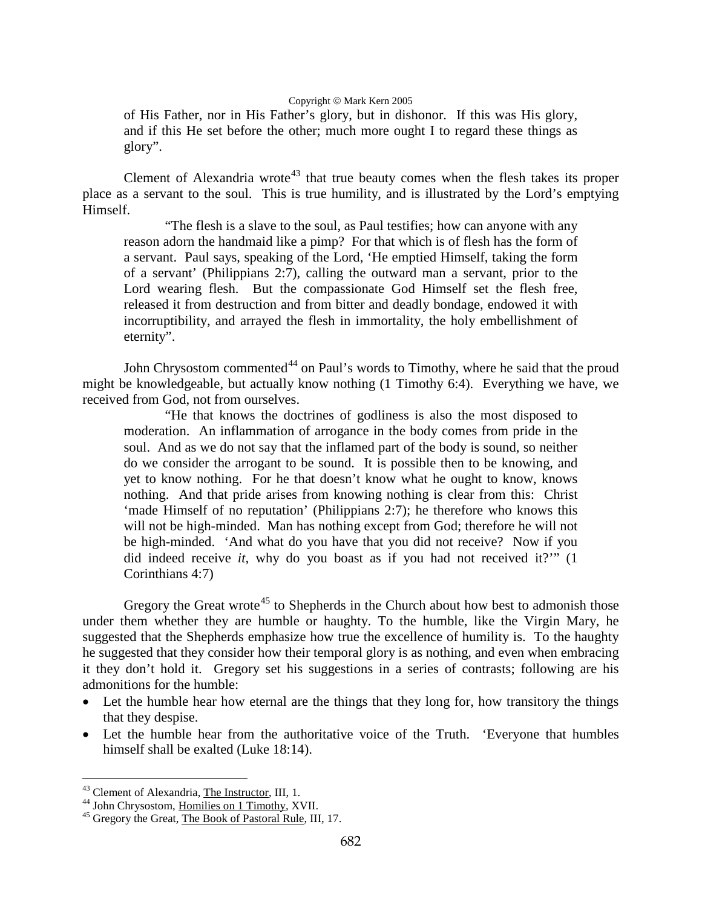of His Father, nor in His Father's glory, but in dishonor. If this was His glory, and if this He set before the other; much more ought I to regard these things as glory".

Clement of Alexandria wrote[43] that true beauty comes when the flesh takes its proper place as a servant to the soul. This is true humility, and is illustrated by the Lord's emptying Himself.

> "The flesh is a slave to the soul, as Paul testifies; how can anyone with any reason adorn the handmaid like a pimp? For that which is of flesh has the form of a servant. Paul says, speaking of the Lord, 'He emptied Himself, taking the form of a servant' (Philippians 2:7), calling the outward man a servant, prior to the Lord wearing flesh. But the compassionate God Himself set the flesh free, released it from destruction and from bitter and deadly bondage, endowed it with incorruptibility, and arrayed the flesh in immortality, the holy embellishment of eternity".

John Chrysostom commented[44] on Paul's words to Timothy, where he said that the proud might be knowledgeable, but actually know nothing (1 Timothy 6:4). Everything we have, we received from God, not from ourselves.

> "He that knows the doctrines of godliness is also the most disposed to moderation. An inflammation of arrogance in the body comes from pride in the soul. And as we do not say that the inflamed part of the body is sound, so neither do we consider the arrogant to be sound. It is possible then to be knowing, and yet to know nothing. For he that doesn't know what he ought to know, knows nothing. And that pride arises from knowing nothing is clear from this: Christ 'made Himself of no reputation' (Philippians 2:7); he therefore who knows this will not be high-minded. Man has nothing except from God; therefore he will not be high-minded. 'And what do you have that you did not receive? Now if you did indeed receive *it*, why do you boast as if you had not received it?'" (1 Corinthians 4:7)

Gregory the Great wrote[45] to Shepherds in the Church about how best to admonish those under them whether they are humble or haughty. To the humble, like the Virgin Mary, he suggested that the Shepherds emphasize how true the excellence of humility is. To the haughty he suggested that they consider how their temporal glory is as nothing, and even when embracing it they don't hold it. Gregory set his suggestions in a series of contrasts; following are his admonitions for the humble:

- Let the humble hear how eternal are the things that they long for, how transitory the things that they despise.
- Let the humble hear from the authoritative voice of the Truth. 'Everyone that humbles himself shall be exalted (Luke 18:14).

---

[43] Clement of Alexandria, The Instructor, III, 1.

[44] John Chrysostom, Homilies on 1 Timothy, XVII.

[45] Gregory the Great, The Book of Pastoral Rule, III, 17.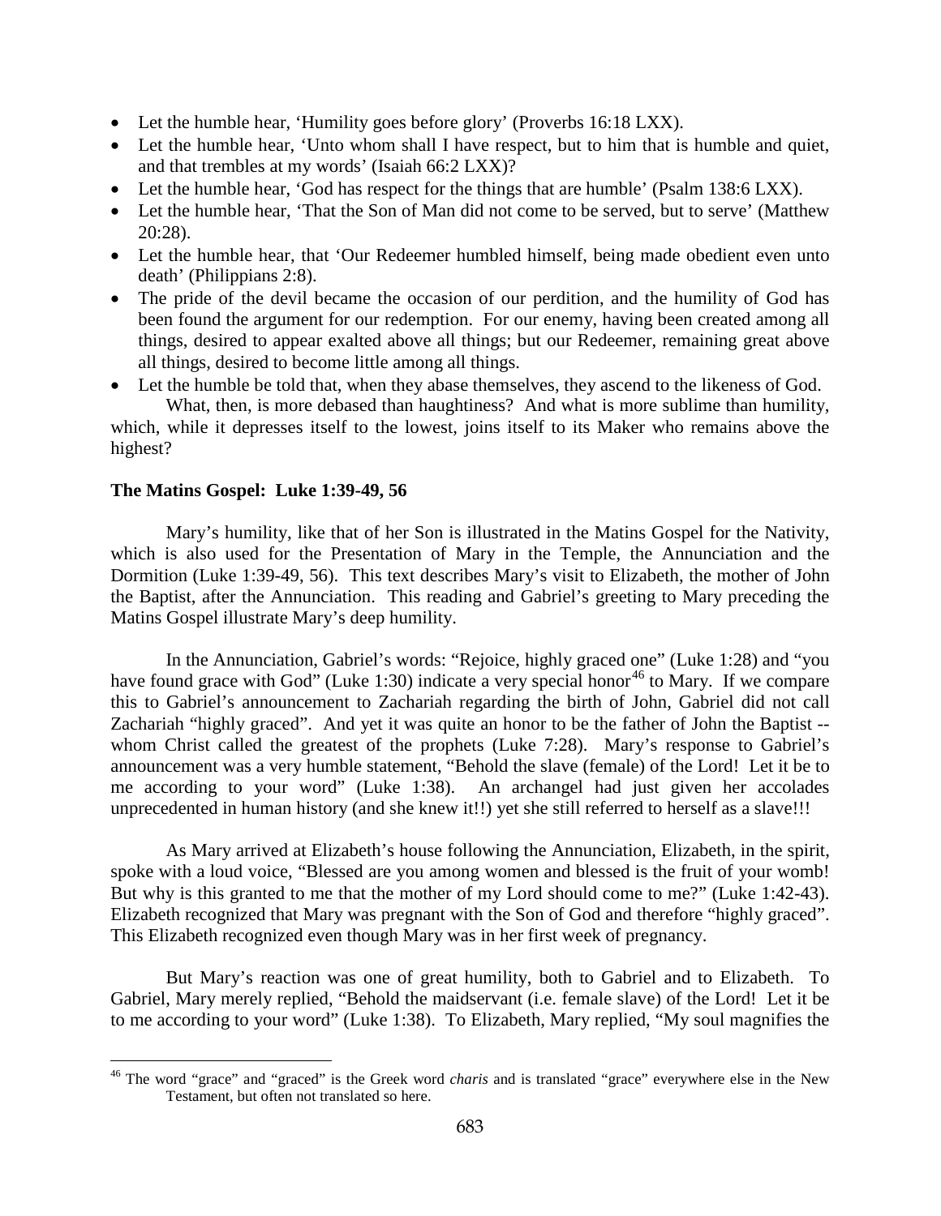- Let the humble hear, 'Humility goes before glory' (Proverbs 16:18 LXX).
- Let the humble hear, 'Unto whom shall I have respect, but to him that is humble and quiet, and that trembles at my words' (Isaiah 66:2 LXX)?
- Let the humble hear, 'God has respect for the things that are humble' (Psalm 138:6 LXX).
- Let the humble hear, 'That the Son of Man did not come to be served, but to serve' (Matthew 20:28).
- Let the humble hear, that 'Our Redeemer humbled himself, being made obedient even unto death' (Philippians 2:8).
- The pride of the devil became the occasion of our perdition, and the humility of God has been found the argument for our redemption. For our enemy, having been created among all things, desired to appear exalted above all things; but our Redeemer, remaining great above all things, desired to become little among all things.
- Let the humble be told that, when they abase themselves, they ascend to the likeness of God.

What, then, is more debased than haughtiness? And what is more sublime than humility, which, while it depresses itself to the lowest, joins itself to its Maker who remains above the highest?

**The Matins Gospel: Luke 1:39-49, 56**

Mary's humility, like that of her Son is illustrated in the Matins Gospel for the Nativity, which is also used for the Presentation of Mary in the Temple, the Annunciation and the Dormition (Luke 1:39-49, 56). This text describes Mary's visit to Elizabeth, the mother of John the Baptist, after the Annunciation. This reading and Gabriel's greeting to Mary preceding the Matins Gospel illustrate Mary's deep humility.

In the Annunciation, Gabriel's words: "Rejoice, highly graced one" (Luke 1:28) and "you have found grace with God" (Luke 1:30) indicate a very special honor[46] to Mary. If we compare this to Gabriel's announcement to Zachariah regarding the birth of John, Gabriel did not call Zachariah "highly graced". And yet it was quite an honor to be the father of John the Baptist -- whom Christ called the greatest of the prophets (Luke 7:28). Mary's response to Gabriel's announcement was a very humble statement, "Behold the slave (female) of the Lord! Let it be to me according to your word" (Luke 1:38). An archangel had just given her accolades unprecedented in human history (and she knew it!!) yet she still referred to herself as a slave!!!

As Mary arrived at Elizabeth's house following the Annunciation, Elizabeth, in the spirit, spoke with a loud voice, "Blessed are you among women and blessed is the fruit of your womb! But why is this granted to me that the mother of my Lord should come to me?" (Luke 1:42-43). Elizabeth recognized that Mary was pregnant with the Son of God and therefore "highly graced". This Elizabeth recognized even though Mary was in her first week of pregnancy.

But Mary's reaction was one of great humility, both to Gabriel and to Elizabeth. To Gabriel, Mary merely replied, "Behold the maidservant (i.e. female slave) of the Lord! Let it be to me according to your word" (Luke 1:38). To Elizabeth, Mary replied, "My soul magnifies the

[46] The word "grace" and "graced" is the Greek word *charis* and is translated "grace" everywhere else in the New Testament, but often not translated so here.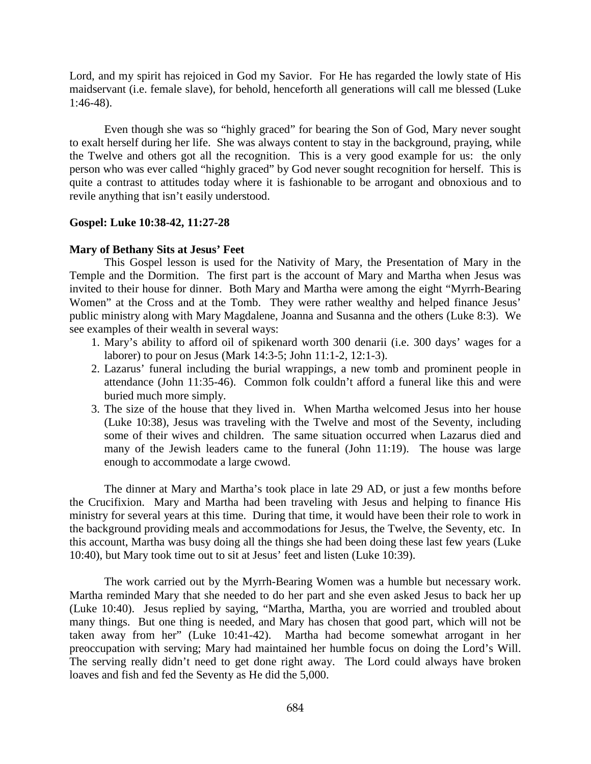Lord, and my spirit has rejoiced in God my Savior. For He has regarded the lowly state of His maidservant (i.e. female slave), for behold, henceforth all generations will call me blessed (Luke 1:46-48).

Even though she was so "highly graced" for bearing the Son of God, Mary never sought to exalt herself during her life. She was always content to stay in the background, praying, while the Twelve and others got all the recognition. This is a very good example for us: the only person who was ever called "highly graced" by God never sought recognition for herself. This is quite a contrast to attitudes today where it is fashionable to be arrogant and obnoxious and to revile anything that isn't easily understood.

**Gospel: Luke 10:38-42, 11:27-28**

**Mary of Bethany Sits at Jesus' Feet**

This Gospel lesson is used for the Nativity of Mary, the Presentation of Mary in the Temple and the Dormition. The first part is the account of Mary and Martha when Jesus was invited to their house for dinner. Both Mary and Martha were among the eight "Myrrh-Bearing Women" at the Cross and at the Tomb. They were rather wealthy and helped finance Jesus' public ministry along with Mary Magdalene, Joanna and Susanna and the others (Luke 8:3). We see examples of their wealth in several ways:

1. Mary's ability to afford oil of spikenard worth 300 denarii (i.e. 300 days' wages for a laborer) to pour on Jesus (Mark 14:3-5; John 11:1-2, 12:1-3).
2. Lazarus' funeral including the burial wrappings, a new tomb and prominent people in attendance (John 11:35-46). Common folk couldn't afford a funeral like this and were buried much more simply.
3. The size of the house that they lived in. When Martha welcomed Jesus into her house (Luke 10:38), Jesus was traveling with the Twelve and most of the Seventy, including some of their wives and children. The same situation occurred when Lazarus died and many of the Jewish leaders came to the funeral (John 11:19). The house was large enough to accommodate a large cwowd.

The dinner at Mary and Martha's took place in late 29 AD, or just a few months before the Crucifixion. Mary and Martha had been traveling with Jesus and helping to finance His ministry for several years at this time. During that time, it would have been their role to work in the background providing meals and accommodations for Jesus, the Twelve, the Seventy, etc. In this account, Martha was busy doing all the things she had been doing these last few years (Luke 10:40), but Mary took time out to sit at Jesus' feet and listen (Luke 10:39).

The work carried out by the Myrrh-Bearing Women was a humble but necessary work. Martha reminded Mary that she needed to do her part and she even asked Jesus to back her up (Luke 10:40). Jesus replied by saying, "Martha, Martha, you are worried and troubled about many things. But one thing is needed, and Mary has chosen that good part, which will not be taken away from her" (Luke 10:41-42). Martha had become somewhat arrogant in her preoccupation with serving; Mary had maintained her humble focus on doing the Lord's Will. The serving really didn't need to get done right away. The Lord could always have broken loaves and fish and fed the Seventy as He did the 5,000.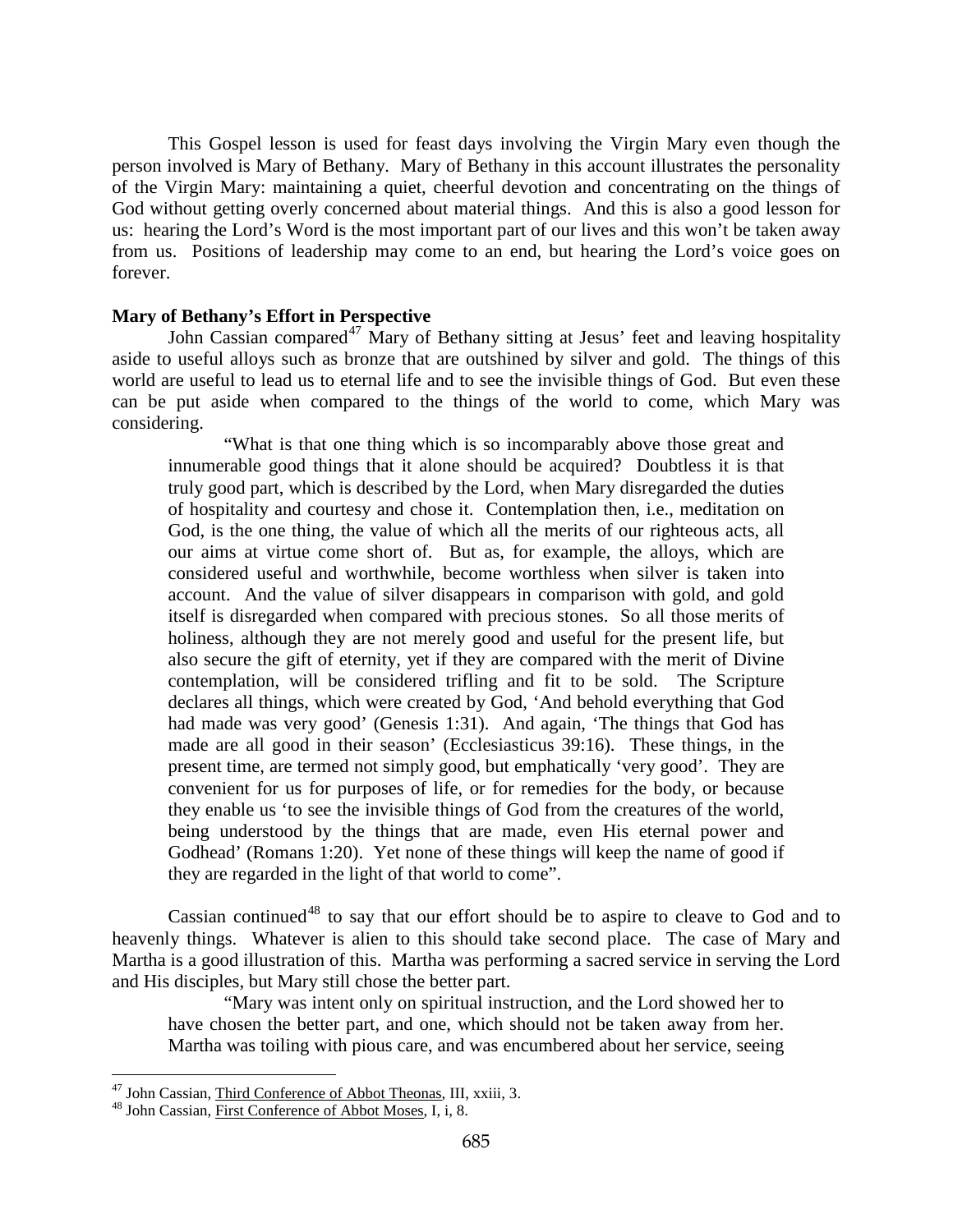This Gospel lesson is used for feast days involving the Virgin Mary even though the person involved is Mary of Bethany. Mary of Bethany in this account illustrates the personality of the Virgin Mary: maintaining a quiet, cheerful devotion and concentrating on the things of God without getting overly concerned about material things. And this is also a good lesson for us: hearing the Lord's Word is the most important part of our lives and this won't be taken away from us. Positions of leadership may come to an end, but hearing the Lord's voice goes on forever.

**Mary of Bethany's Effort in Perspective**

John Cassian compared[47] Mary of Bethany sitting at Jesus' feet and leaving hospitality aside to useful alloys such as bronze that are outshined by silver and gold. The things of this world are useful to lead us to eternal life and to see the invisible things of God. But even these can be put aside when compared to the things of the world to come, which Mary was considering.

> "What is that one thing which is so incomparably above those great and innumerable good things that it alone should be acquired? Doubtless it is that truly good part, which is described by the Lord, when Mary disregarded the duties of hospitality and courtesy and chose it. Contemplation then, i.e., meditation on God, is the one thing, the value of which all the merits of our righteous acts, all our aims at virtue come short of. But as, for example, the alloys, which are considered useful and worthwhile, become worthless when silver is taken into account. And the value of silver disappears in comparison with gold, and gold itself is disregarded when compared with precious stones. So all those merits of holiness, although they are not merely good and useful for the present life, but also secure the gift of eternity, yet if they are compared with the merit of Divine contemplation, will be considered trifling and fit to be sold. The Scripture declares all things, which were created by God, 'And behold everything that God had made was very good' (Genesis 1:31). And again, 'The things that God has made are all good in their season' (Ecclesiasticus 39:16). These things, in the present time, are termed not simply good, but emphatically 'very good'. They are convenient for us for purposes of life, or for remedies for the body, or because they enable us 'to see the invisible things of God from the creatures of the world, being understood by the things that are made, even His eternal power and Godhead' (Romans 1:20). Yet none of these things will keep the name of good if they are regarded in the light of that world to come".

Cassian continued[48] to say that our effort should be to aspire to cleave to God and to heavenly things. Whatever is alien to this should take second place. The case of Mary and Martha is a good illustration of this. Martha was performing a sacred service in serving the Lord and His disciples, but Mary still chose the better part.

> "Mary was intent only on spiritual instruction, and the Lord showed her to have chosen the better part, and one, which should not be taken away from her. Martha was toiling with pious care, and was encumbered about her service, seeing

---

[47] John Cassian, Third Conference of Abbot Theonas, III, xxiii, 3.

[48] John Cassian, First Conference of Abbot Moses, I, i, 8.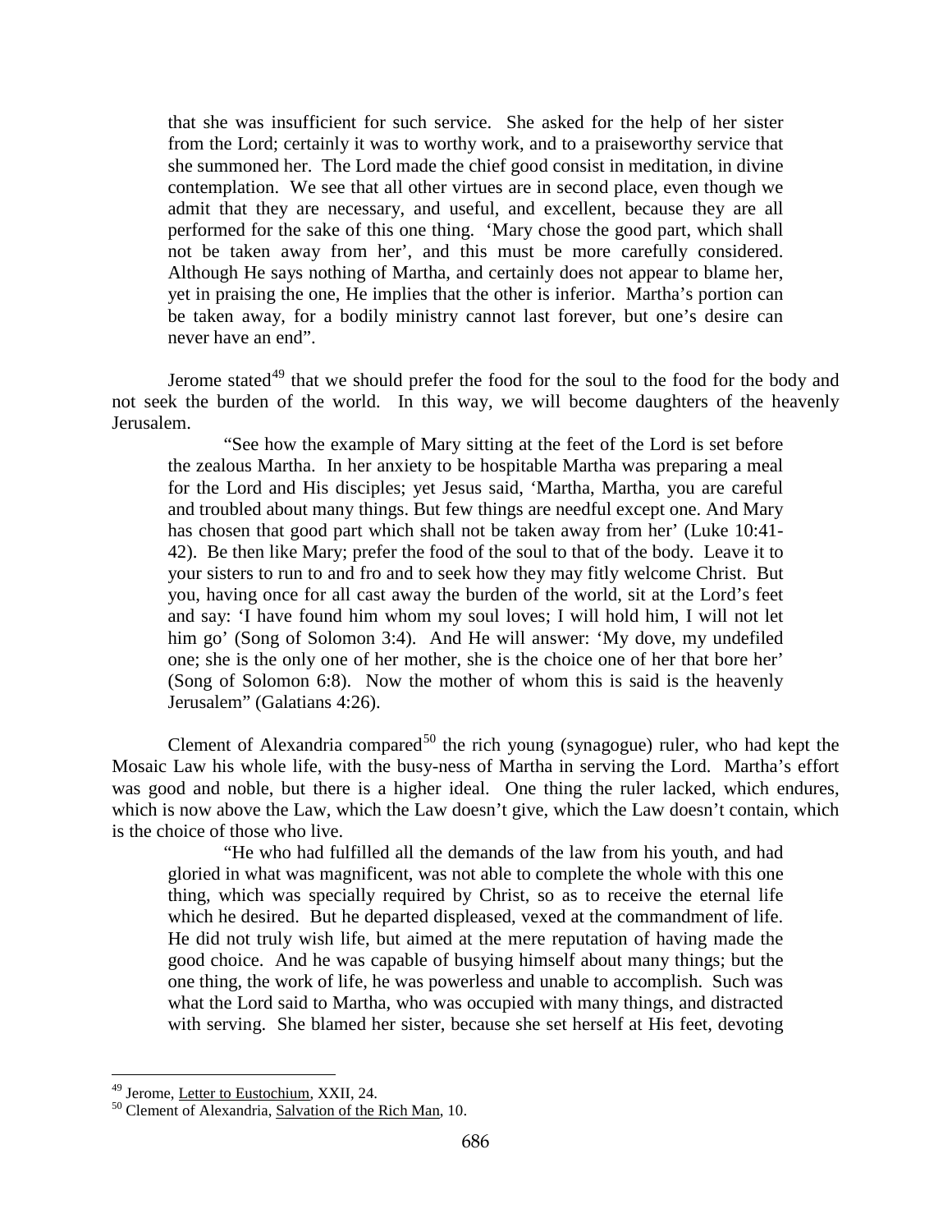> that she was insufficient for such service. She asked for the help of her sister from the Lord; certainly it was to worthy work, and to a praiseworthy service that she summoned her. The Lord made the chief good consist in meditation, in divine contemplation. We see that all other virtues are in second place, even though we admit that they are necessary, and useful, and excellent, because they are all performed for the sake of this one thing. 'Mary chose the good part, which shall not be taken away from her', and this must be more carefully considered. Although He says nothing of Martha, and certainly does not appear to blame her, yet in praising the one, He implies that the other is inferior. Martha's portion can be taken away, for a bodily ministry cannot last forever, but one's desire can never have an end".

Jerome stated[49] that we should prefer the food for the soul to the food for the body and not seek the burden of the world. In this way, we will become daughters of the heavenly Jerusalem.

> "See how the example of Mary sitting at the feet of the Lord is set before the zealous Martha. In her anxiety to be hospitable Martha was preparing a meal for the Lord and His disciples; yet Jesus said, 'Martha, Martha, you are careful and troubled about many things. But few things are needful except one. And Mary has chosen that good part which shall not be taken away from her' (Luke 10:41-42). Be then like Mary; prefer the food of the soul to that of the body. Leave it to your sisters to run to and fro and to seek how they may fitly welcome Christ. But you, having once for all cast away the burden of the world, sit at the Lord's feet and say: 'I have found him whom my soul loves; I will hold him, I will not let him go' (Song of Solomon 3:4). And He will answer: 'My dove, my undefiled one; she is the only one of her mother, she is the choice one of her that bore her' (Song of Solomon 6:8). Now the mother of whom this is said is the heavenly Jerusalem" (Galatians 4:26).

Clement of Alexandria compared[50] the rich young (synagogue) ruler, who had kept the Mosaic Law his whole life, with the busy-ness of Martha in serving the Lord. Martha's effort was good and noble, but there is a higher ideal. One thing the ruler lacked, which endures, which is now above the Law, which the Law doesn't give, which the Law doesn't contain, which is the choice of those who live.

> "He who had fulfilled all the demands of the law from his youth, and had gloried in what was magnificent, was not able to complete the whole with this one thing, which was specially required by Christ, so as to receive the eternal life which he desired. But he departed displeased, vexed at the commandment of life. He did not truly wish life, but aimed at the mere reputation of having made the good choice. And he was capable of busying himself about many things; but the one thing, the work of life, he was powerless and unable to accomplish. Such was what the Lord said to Martha, who was occupied with many things, and distracted with serving. She blamed her sister, because she set herself at His feet, devoting

---

[49] Jerome, Letter to Eustochium, XXII, 24.

[50] Clement of Alexandria, Salvation of the Rich Man, 10.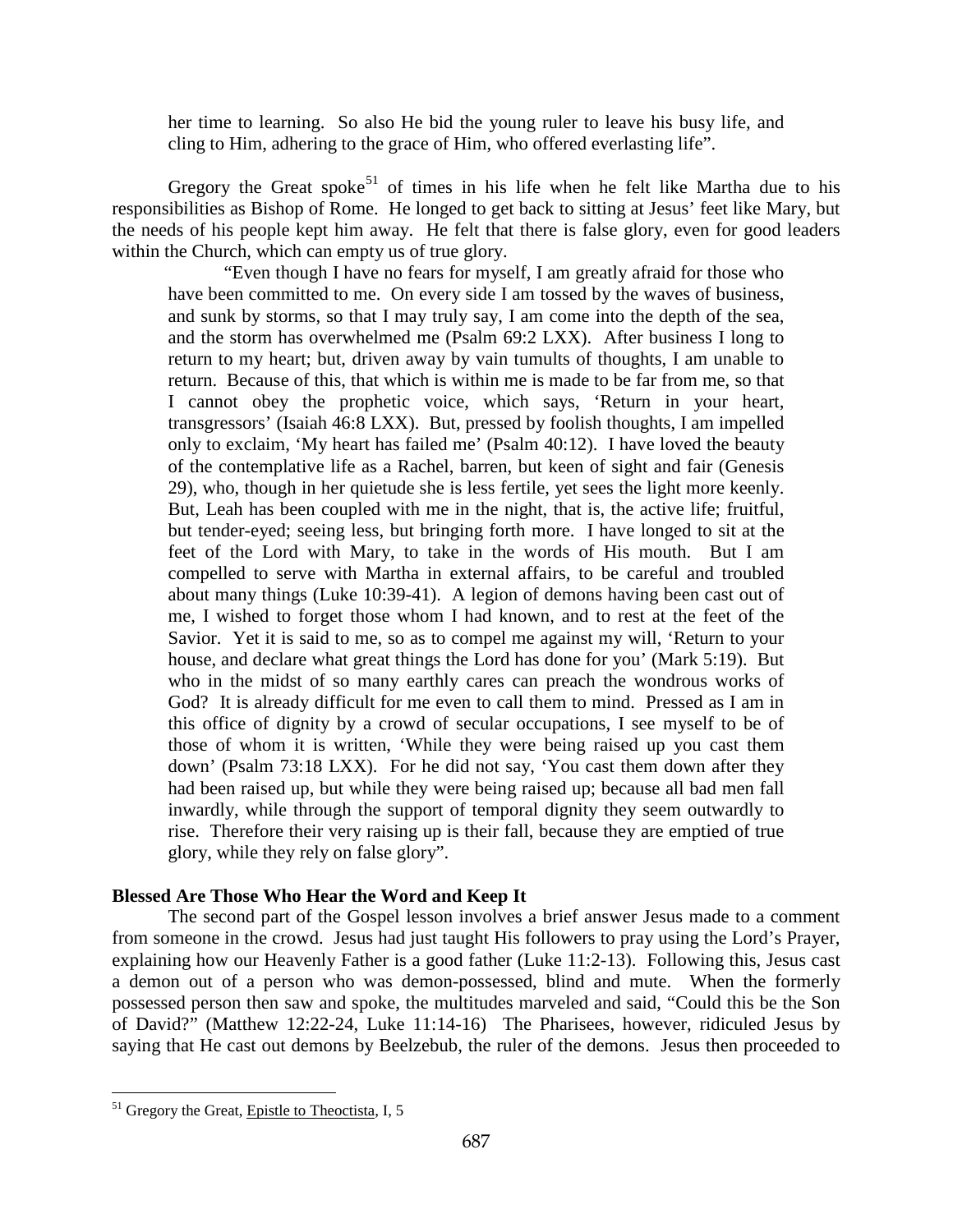> her time to learning. So also He bid the young ruler to leave his busy life, and cling to Him, adhering to the grace of Him, who offered everlasting life".

Gregory the Great spoke[51] of times in his life when he felt like Martha due to his responsibilities as Bishop of Rome. He longed to get back to sitting at Jesus' feet like Mary, but the needs of his people kept him away. He felt that there is false glory, even for good leaders within the Church, which can empty us of true glory.

> "Even though I have no fears for myself, I am greatly afraid for those who have been committed to me. On every side I am tossed by the waves of business, and sunk by storms, so that I may truly say, I am come into the depth of the sea, and the storm has overwhelmed me (Psalm 69:2 LXX). After business I long to return to my heart; but, driven away by vain tumults of thoughts, I am unable to return. Because of this, that which is within me is made to be far from me, so that I cannot obey the prophetic voice, which says, 'Return in your heart, transgressors' (Isaiah 46:8 LXX). But, pressed by foolish thoughts, I am impelled only to exclaim, 'My heart has failed me' (Psalm 40:12). I have loved the beauty of the contemplative life as a Rachel, barren, but keen of sight and fair (Genesis 29), who, though in her quietude she is less fertile, yet sees the light more keenly. But, Leah has been coupled with me in the night, that is, the active life; fruitful, but tender-eyed; seeing less, but bringing forth more. I have longed to sit at the feet of the Lord with Mary, to take in the words of His mouth. But I am compelled to serve with Martha in external affairs, to be careful and troubled about many things (Luke 10:39-41). A legion of demons having been cast out of me, I wished to forget those whom I had known, and to rest at the feet of the Savior. Yet it is said to me, so as to compel me against my will, 'Return to your house, and declare what great things the Lord has done for you' (Mark 5:19). But who in the midst of so many earthly cares can preach the wondrous works of God? It is already difficult for me even to call them to mind. Pressed as I am in this office of dignity by a crowd of secular occupations, I see myself to be of those of whom it is written, 'While they were being raised up you cast them down' (Psalm 73:18 LXX). For he did not say, 'You cast them down after they had been raised up, but while they were being raised up; because all bad men fall inwardly, while through the support of temporal dignity they seem outwardly to rise. Therefore their very raising up is their fall, because they are emptied of true glory, while they rely on false glory".

**Blessed Are Those Who Hear the Word and Keep It**

The second part of the Gospel lesson involves a brief answer Jesus made to a comment from someone in the crowd. Jesus had just taught His followers to pray using the Lord's Prayer, explaining how our Heavenly Father is a good father (Luke 11:2-13). Following this, Jesus cast a demon out of a person who was demon-possessed, blind and mute. When the formerly possessed person then saw and spoke, the multitudes marveled and said, "Could this be the Son of David?" (Matthew 12:22-24, Luke 11:14-16) The Pharisees, however, ridiculed Jesus by saying that He cast out demons by Beelzebub, the ruler of the demons. Jesus then proceeded to

---

[51] Gregory the Great, Epistle to Theoctista, I, 5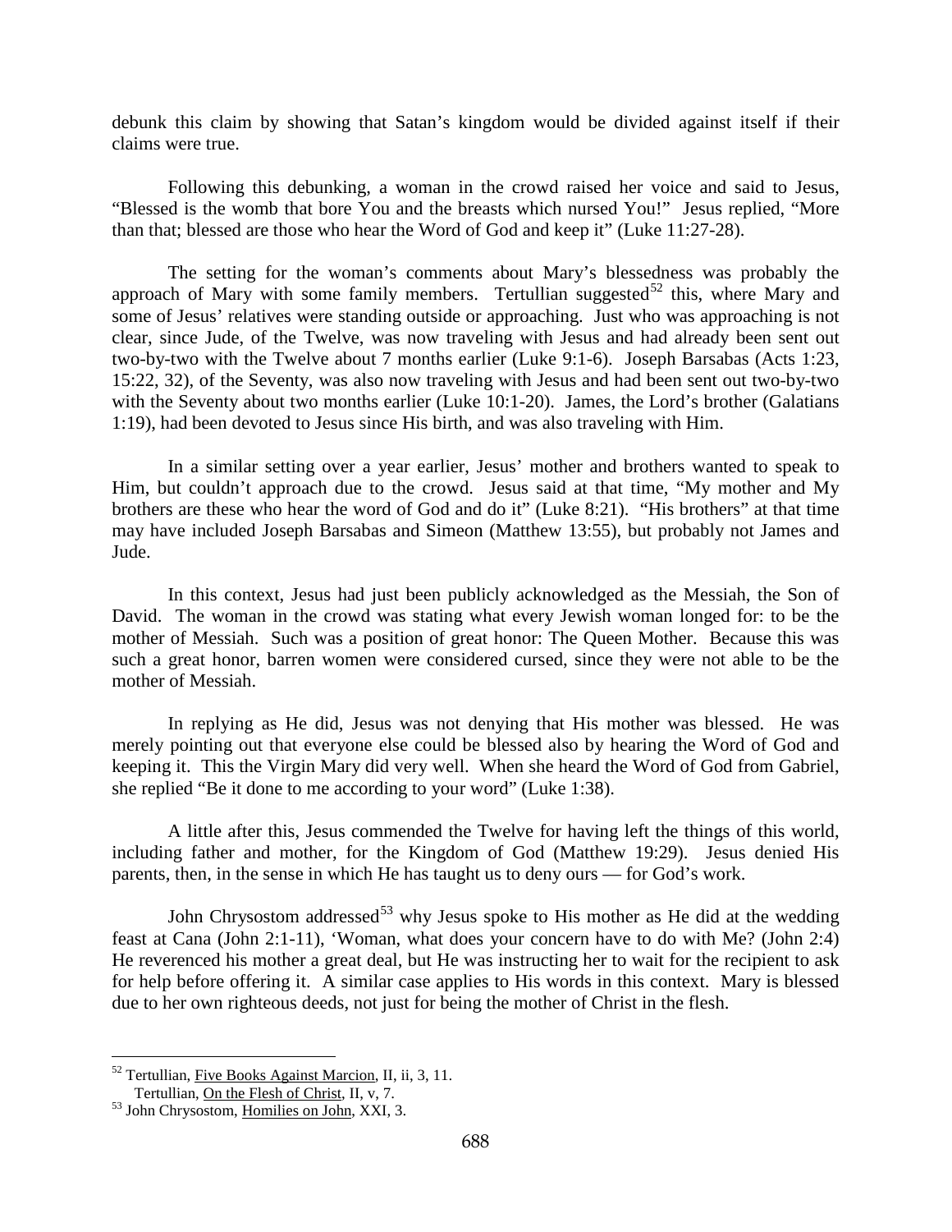debunk this claim by showing that Satan's kingdom would be divided against itself if their claims were true.

Following this debunking, a woman in the crowd raised her voice and said to Jesus, "Blessed is the womb that bore You and the breasts which nursed You!" Jesus replied, "More than that; blessed are those who hear the Word of God and keep it" (Luke 11:27-28).

The setting for the woman's comments about Mary's blessedness was probably the approach of Mary with some family members. Tertullian suggested[52] this, where Mary and some of Jesus' relatives were standing outside or approaching. Just who was approaching is not clear, since Jude, of the Twelve, was now traveling with Jesus and had already been sent out two-by-two with the Twelve about 7 months earlier (Luke 9:1-6). Joseph Barsabas (Acts 1:23, 15:22, 32), of the Seventy, was also now traveling with Jesus and had been sent out two-by-two with the Seventy about two months earlier (Luke 10:1-20). James, the Lord's brother (Galatians 1:19), had been devoted to Jesus since His birth, and was also traveling with Him.

In a similar setting over a year earlier, Jesus' mother and brothers wanted to speak to Him, but couldn't approach due to the crowd. Jesus said at that time, "My mother and My brothers are these who hear the word of God and do it" (Luke 8:21). "His brothers" at that time may have included Joseph Barsabas and Simeon (Matthew 13:55), but probably not James and Jude.

In this context, Jesus had just been publicly acknowledged as the Messiah, the Son of David. The woman in the crowd was stating what every Jewish woman longed for: to be the mother of Messiah. Such was a position of great honor: The Queen Mother. Because this was such a great honor, barren women were considered cursed, since they were not able to be the mother of Messiah.

In replying as He did, Jesus was not denying that His mother was blessed. He was merely pointing out that everyone else could be blessed also by hearing the Word of God and keeping it. This the Virgin Mary did very well. When she heard the Word of God from Gabriel, she replied "Be it done to me according to your word" (Luke 1:38).

A little after this, Jesus commended the Twelve for having left the things of this world, including father and mother, for the Kingdom of God (Matthew 19:29). Jesus denied His parents, then, in the sense in which He has taught us to deny ours — for God's work.

John Chrysostom addressed[53] why Jesus spoke to His mother as He did at the wedding feast at Cana (John 2:1-11), 'Woman, what does your concern have to do with Me? (John 2:4) He reverenced his mother a great deal, but He was instructing her to wait for the recipient to ask for help before offering it. A similar case applies to His words in this context. Mary is blessed due to her own righteous deeds, not just for being the mother of Christ in the flesh.

---

[52] Tertullian, Five Books Against Marcion, II, ii, 3, 11.
Tertullian, On the Flesh of Christ, II, v, 7.

[53] John Chrysostom, Homilies on John, XXI, 3.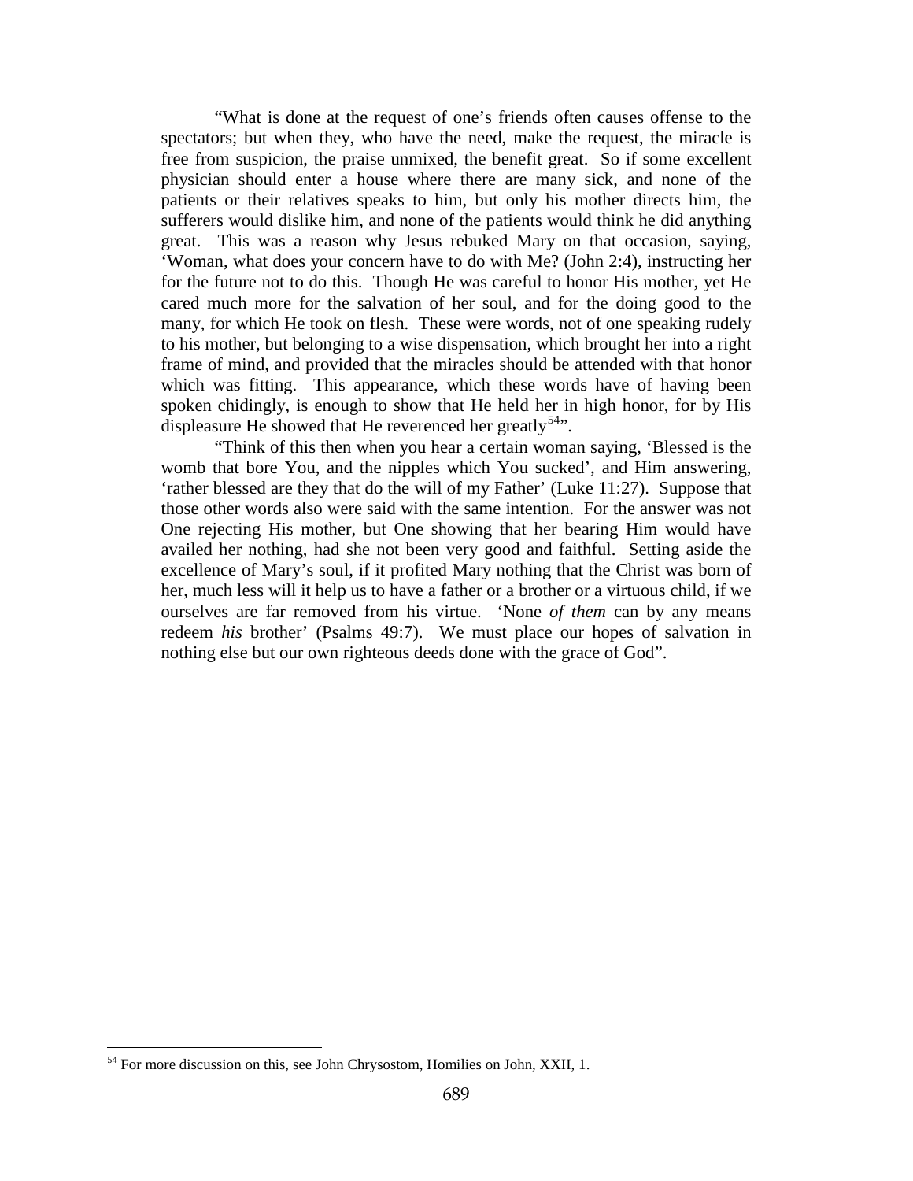"What is done at the request of one's friends often causes offense to the spectators; but when they, who have the need, make the request, the miracle is free from suspicion, the praise unmixed, the benefit great. So if some excellent physician should enter a house where there are many sick, and none of the patients or their relatives speaks to him, but only his mother directs him, the sufferers would dislike him, and none of the patients would think he did anything great. This was a reason why Jesus rebuked Mary on that occasion, saying, 'Woman, what does your concern have to do with Me? (John 2:4), instructing her for the future not to do this. Though He was careful to honor His mother, yet He cared much more for the salvation of her soul, and for the doing good to the many, for which He took on flesh. These were words, not of one speaking rudely to his mother, but belonging to a wise dispensation, which brought her into a right frame of mind, and provided that the miracles should be attended with that honor which was fitting. This appearance, which these words have of having been spoken chidingly, is enough to show that He held her in high honor, for by His displeasure He showed that He reverenced her greatly[54]".

"Think of this then when you hear a certain woman saying, 'Blessed is the womb that bore You, and the nipples which You sucked', and Him answering, 'rather blessed are they that do the will of my Father' (Luke 11:27). Suppose that those other words also were said with the same intention. For the answer was not One rejecting His mother, but One showing that her bearing Him would have availed her nothing, had she not been very good and faithful. Setting aside the excellence of Mary's soul, if it profited Mary nothing that the Christ was born of her, much less will it help us to have a father or a brother or a virtuous child, if we ourselves are far removed from his virtue. 'None *of them* can by any means redeem *his* brother' (Psalms 49:7). We must place our hopes of salvation in nothing else but our own righteous deeds done with the grace of God".

---

[54] For more discussion on this, see John Chrysostom, Homilies on John, XXII, 1.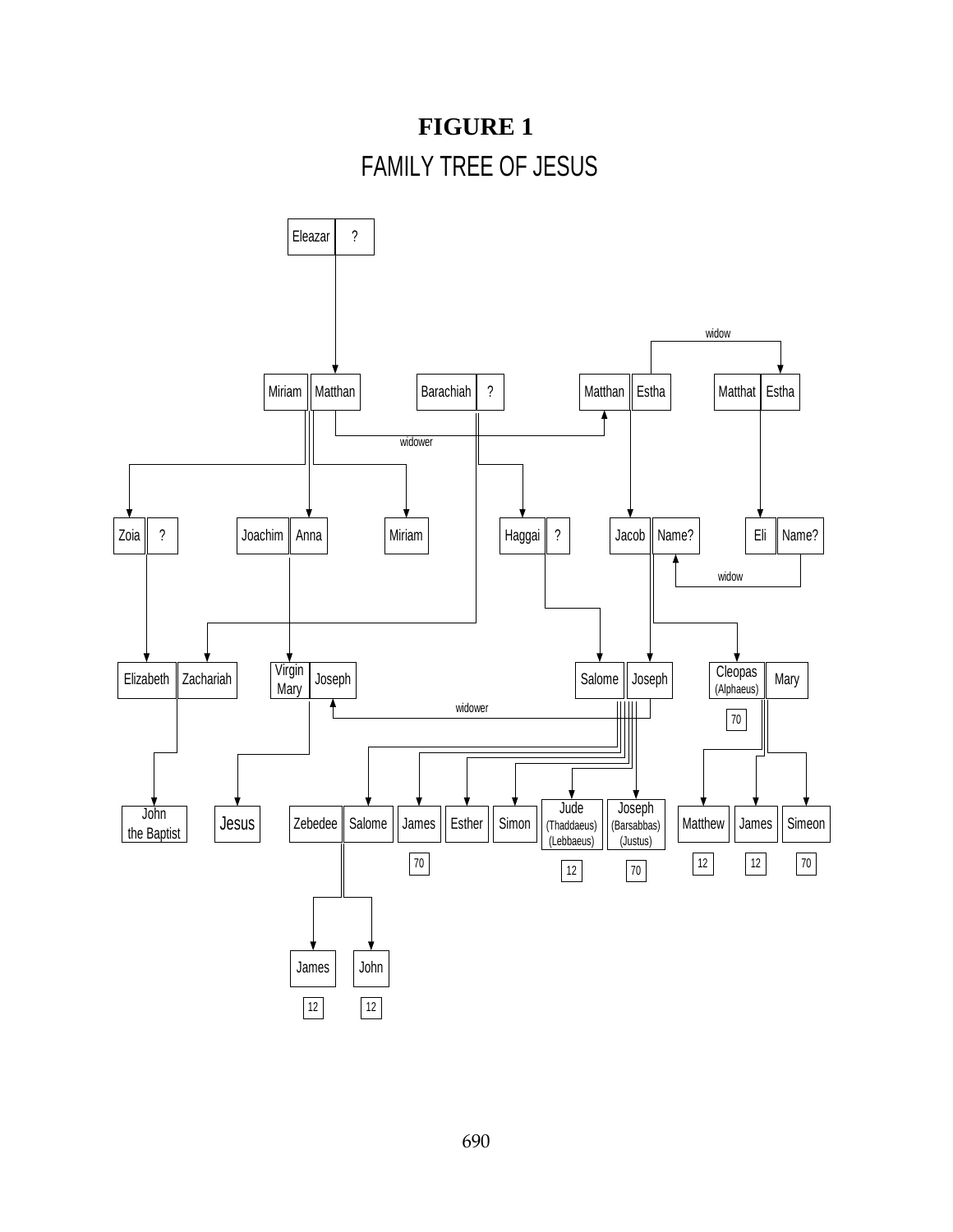# FIGURE 1

## FAMILY TREE OF JESUS

Eleazar ?

widow

Miriam Matthan

Barachiah ?

Matthan Estha

Matthat Estha

widower

Zoia ?

Joachim Anna

Miriam

Haggai ?

Jacob Name?

Eli Name?

widow

Elizabeth Zachariah

Virgin Mary Joseph

Salome Joseph

Cleopas (Alphaeus) Mary

70

widower

John the Baptist

Jesus

Zebedee Salome

James

Esther

Simon

Jude (Thaddaeus) (Lebbaeus)

Joseph (Barsabbas) (Justus)

Matthew

James

Simeon

70

12

70

12

12

70

James

John

12

12